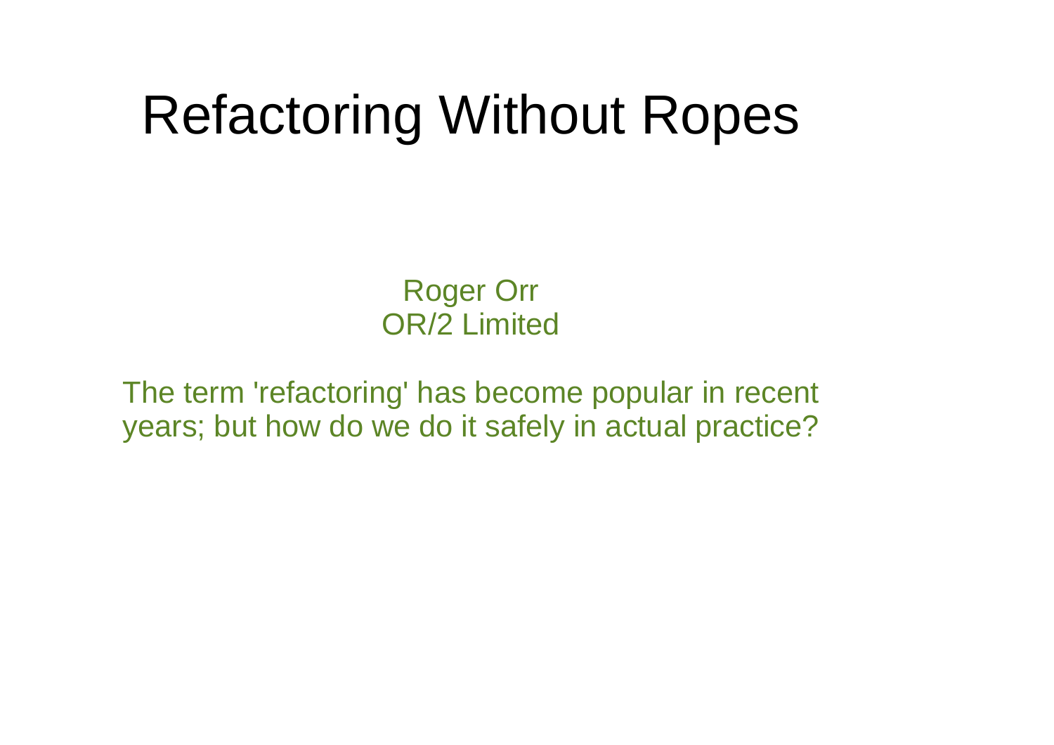# Refactoring Without Ropes

Roger Orr
OR/2 Limited

The term 'refactoring' has become popular in recent years; but how do we do it safely in actual practice?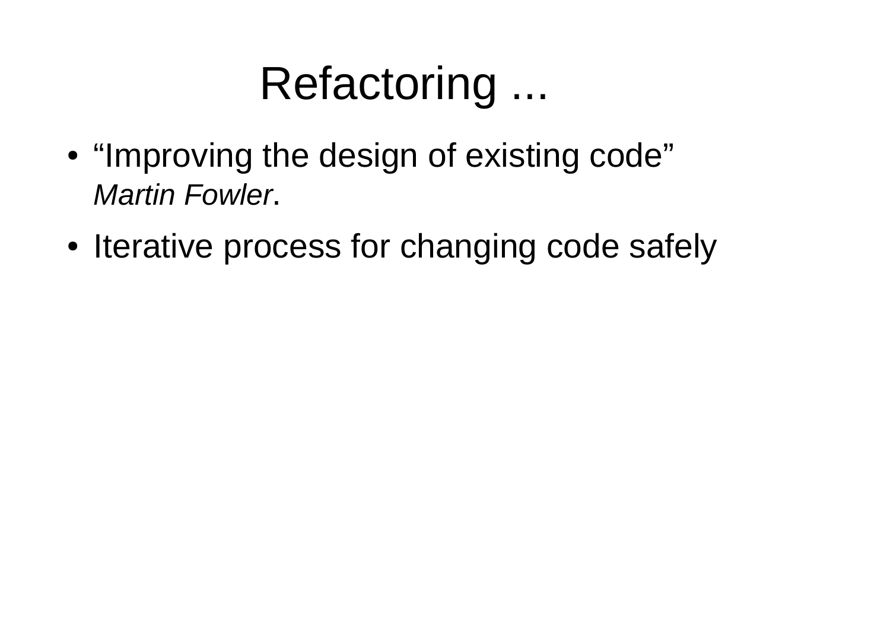# Refactoring ...

- "Improving the design of existing code"
  *Martin Fowler*.
- Iterative process for changing code safely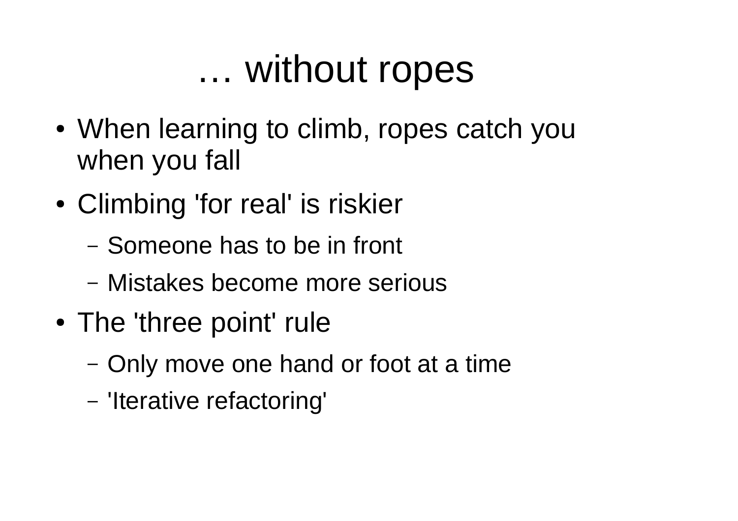# … without ropes

- When learning to climb, ropes catch you when you fall
- Climbing 'for real' is riskier
  - Someone has to be in front
  - Mistakes become more serious
- The 'three point' rule
  - Only move one hand or foot at a time
  - 'Iterative refactoring'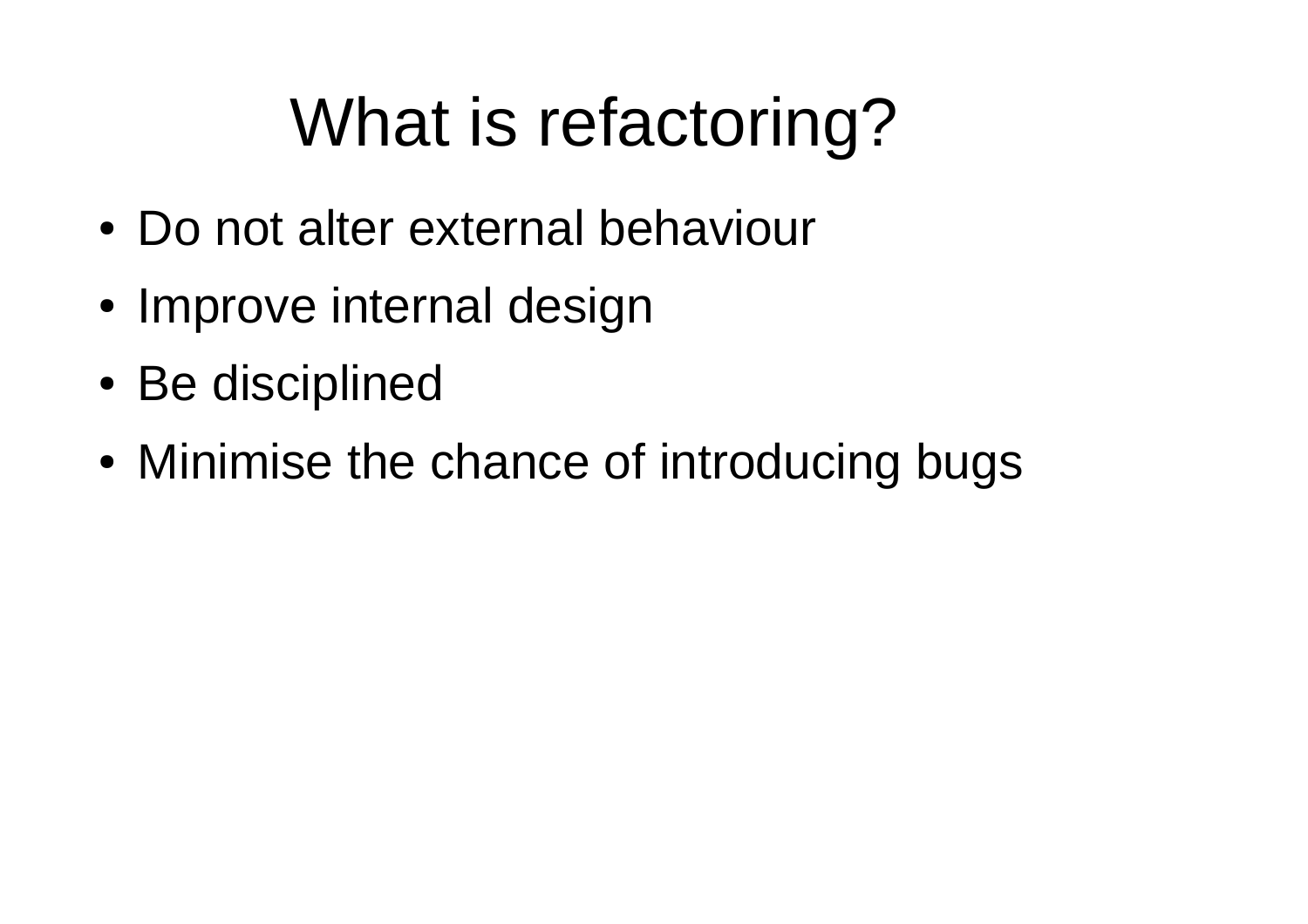# What is refactoring?

- Do not alter external behaviour
- Improve internal design
- Be disciplined
- Minimise the chance of introducing bugs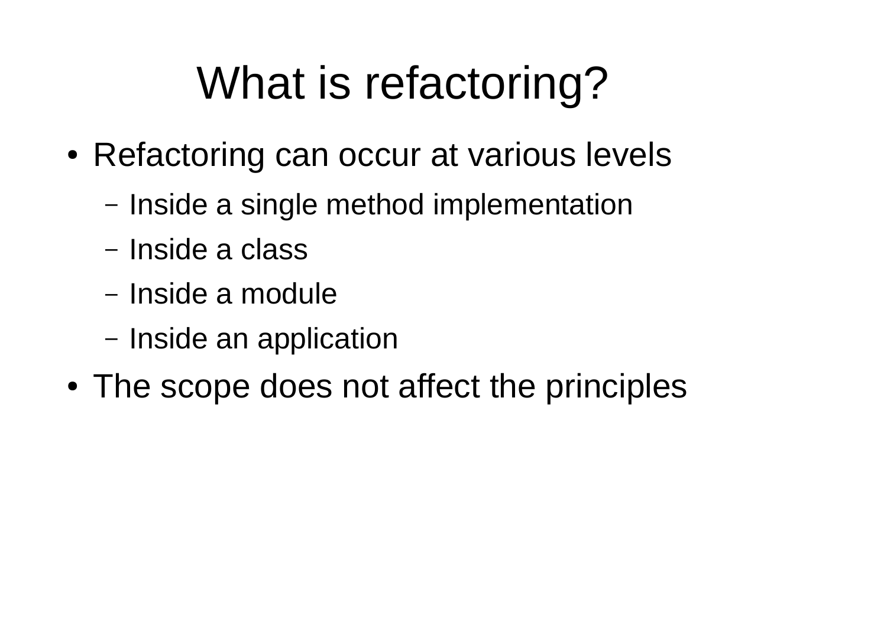# What is refactoring?

- Refactoring can occur at various levels
  - Inside a single method implementation
  - Inside a class
  - Inside a module
  - Inside an application
- The scope does not affect the principles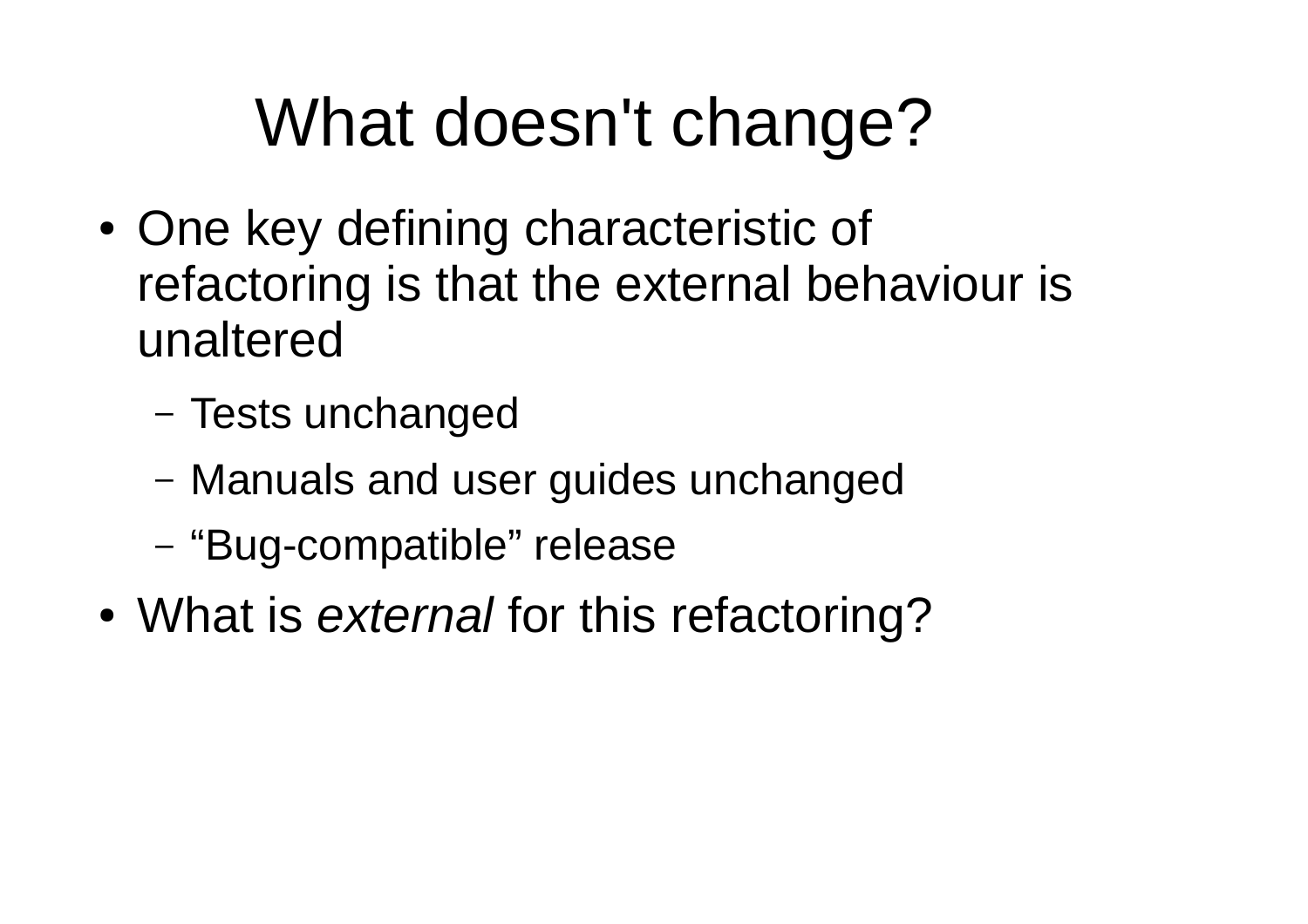# What doesn't change?

- One key defining characteristic of refactoring is that the external behaviour is unaltered
  - Tests unchanged
  - Manuals and user guides unchanged
  - “Bug-compatible” release
- What is *external* for this refactoring?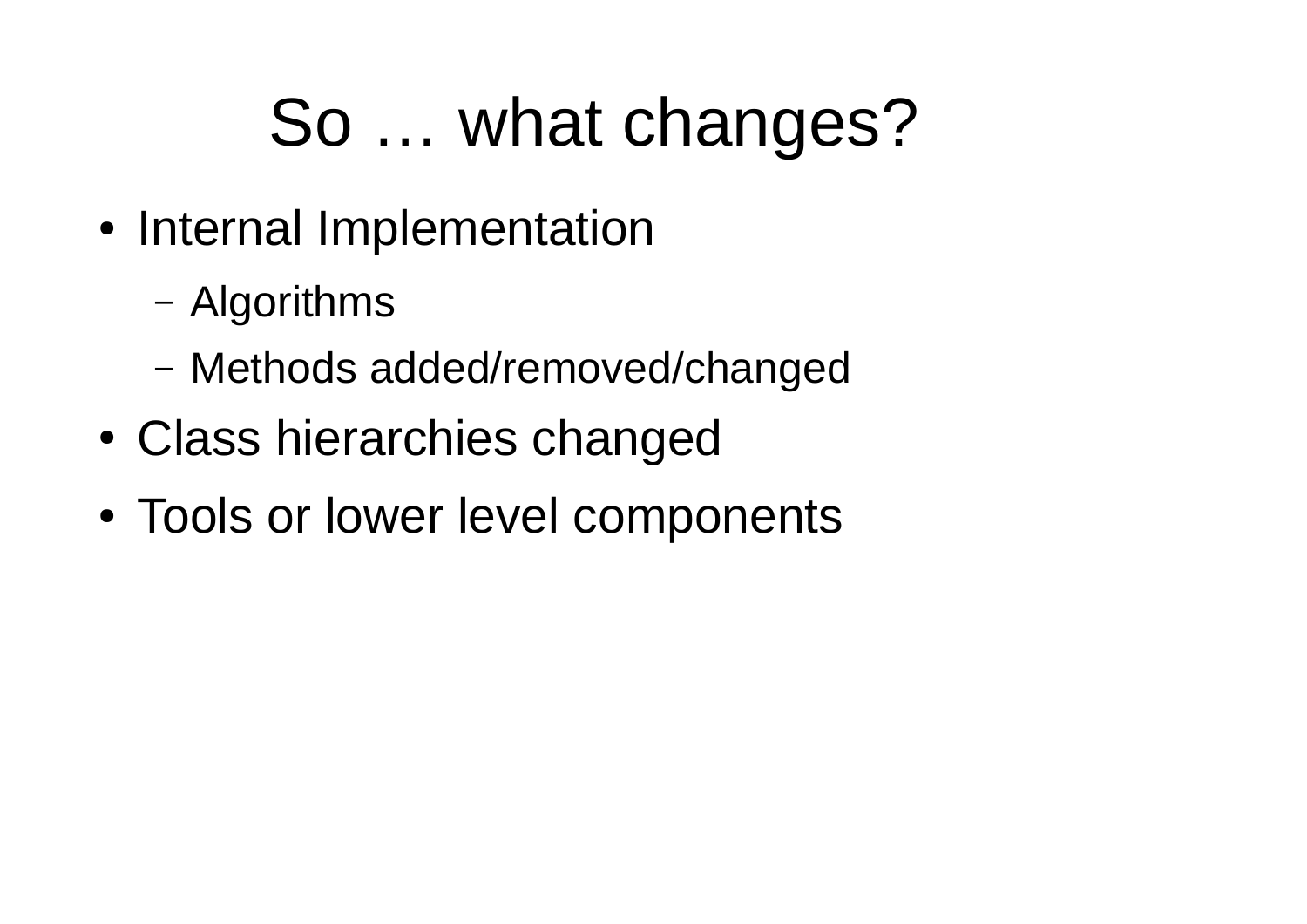# So … what changes?

- Internal Implementation
  - Algorithms
  - Methods added/removed/changed
- Class hierarchies changed
- Tools or lower level components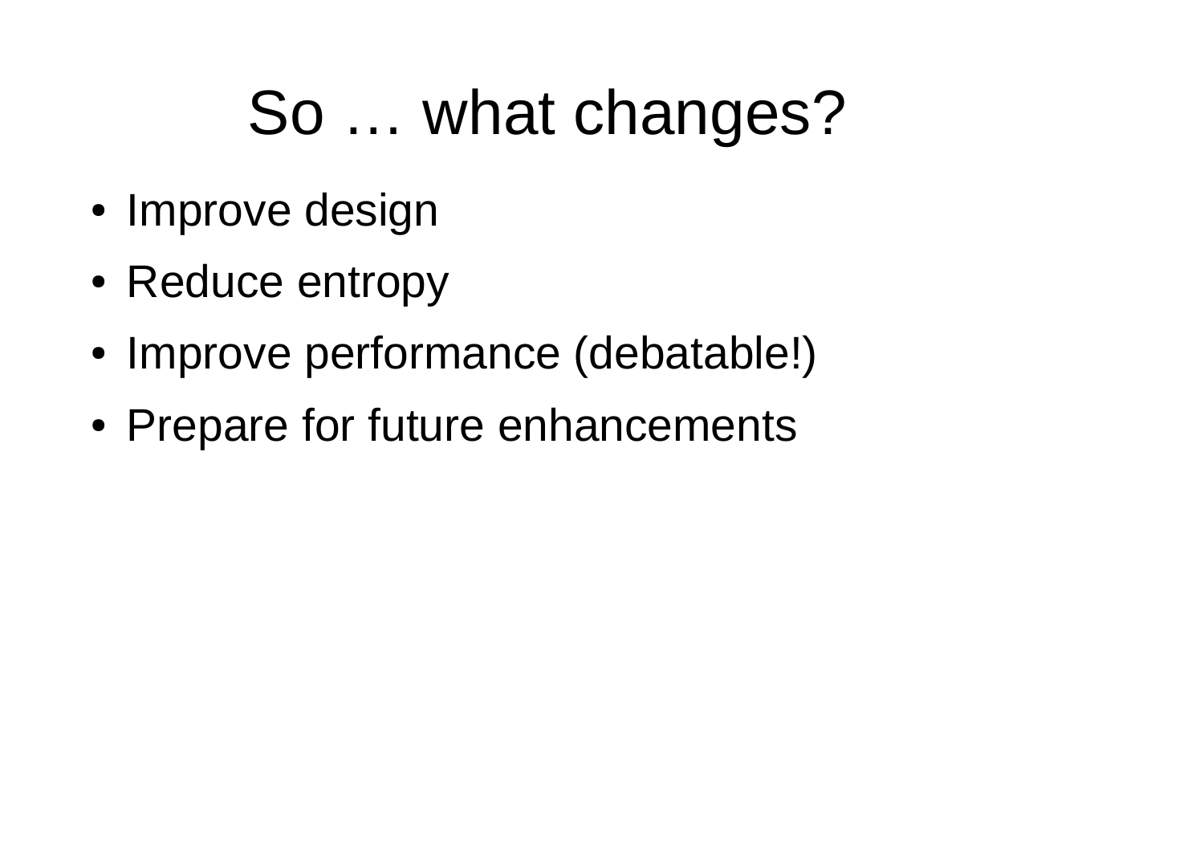# So … what changes?

- Improve design
- Reduce entropy
- Improve performance (debatable!)
- Prepare for future enhancements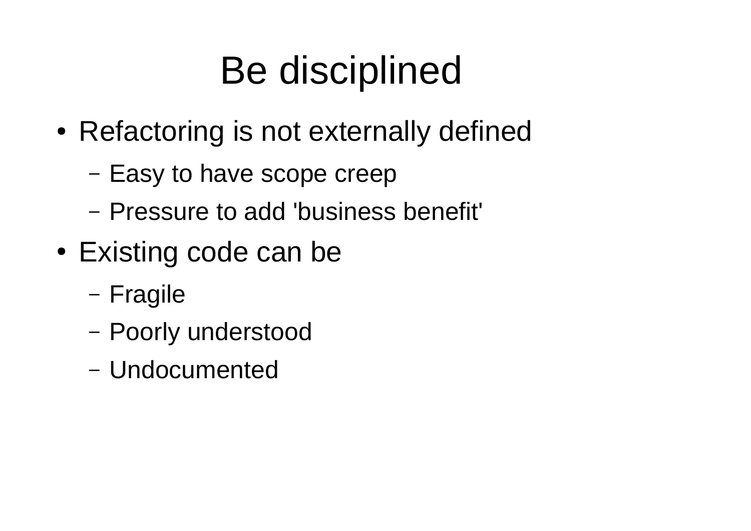# Be disciplined

- Refactoring is not externally defined
  - Easy to have scope creep
  - Pressure to add 'business benefit'
- Existing code can be
  - Fragile
  - Poorly understood
  - Undocumented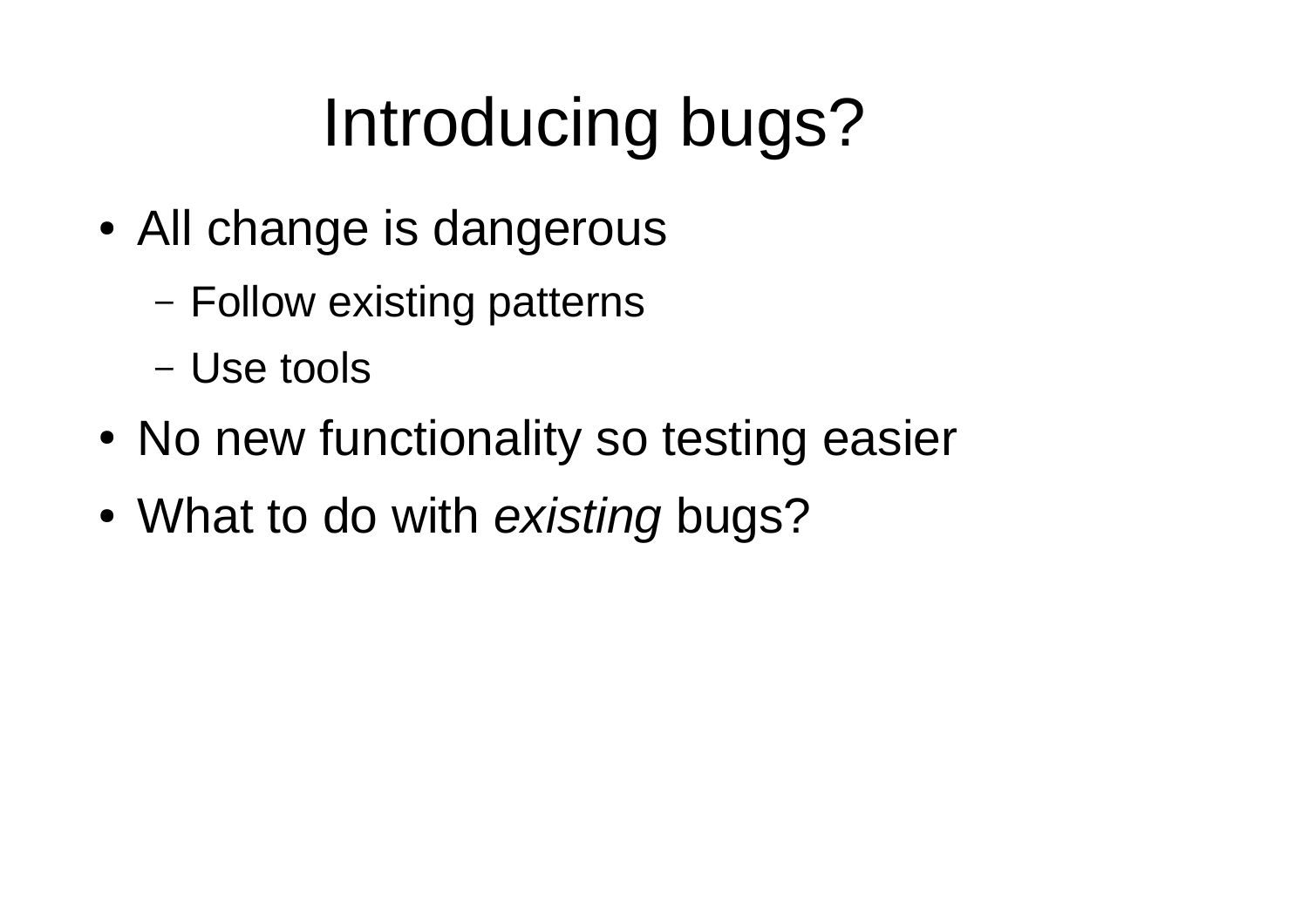# Introducing bugs?

- All change is dangerous
  - Follow existing patterns
  - Use tools
- No new functionality so testing easier
- What to do with *existing* bugs?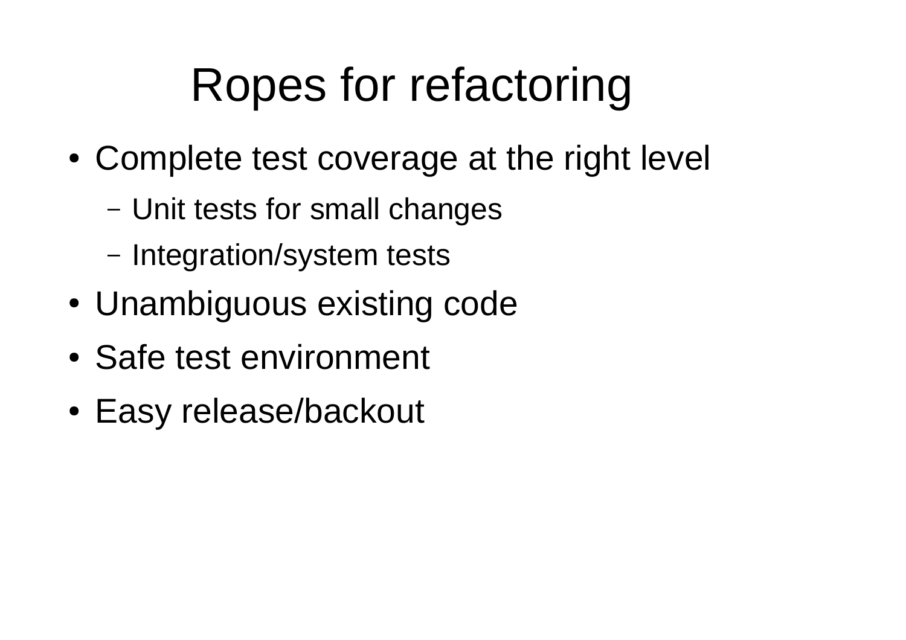# Ropes for refactoring

- Complete test coverage at the right level
  - Unit tests for small changes
  - Integration/system tests
- Unambiguous existing code
- Safe test environment
- Easy release/backout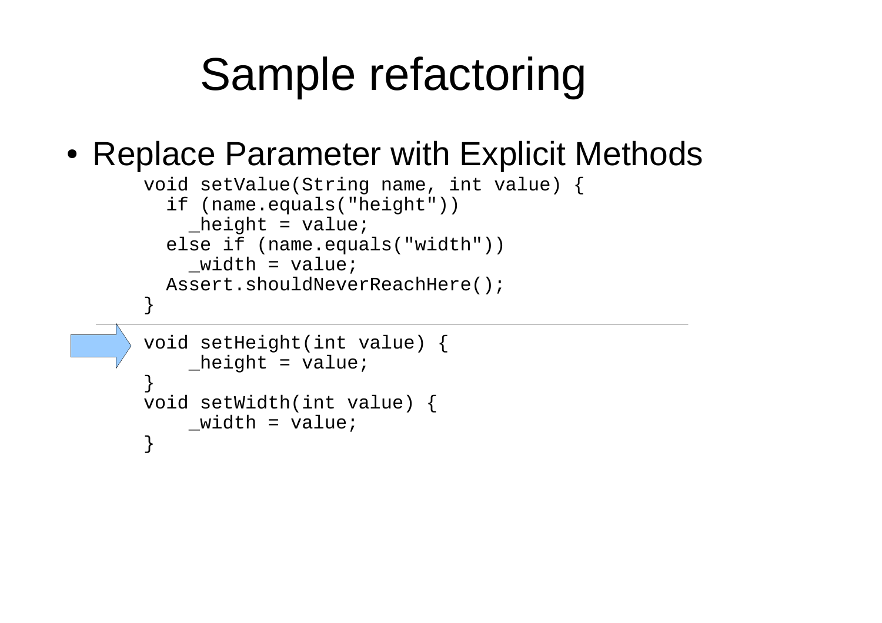# Sample refactoring

- Replace Parameter with Explicit Methods

```
void setValue(String name, int value) {
  if (name.equals("height"))
    _height = value;
  else if (name.equals("width"))
    _width = value;
  Assert.shouldNeverReachHere();
}
```

```
void setHeight(int value) {
    _height = value;
}
void setWidth(int value) {
    _width = value;
}
```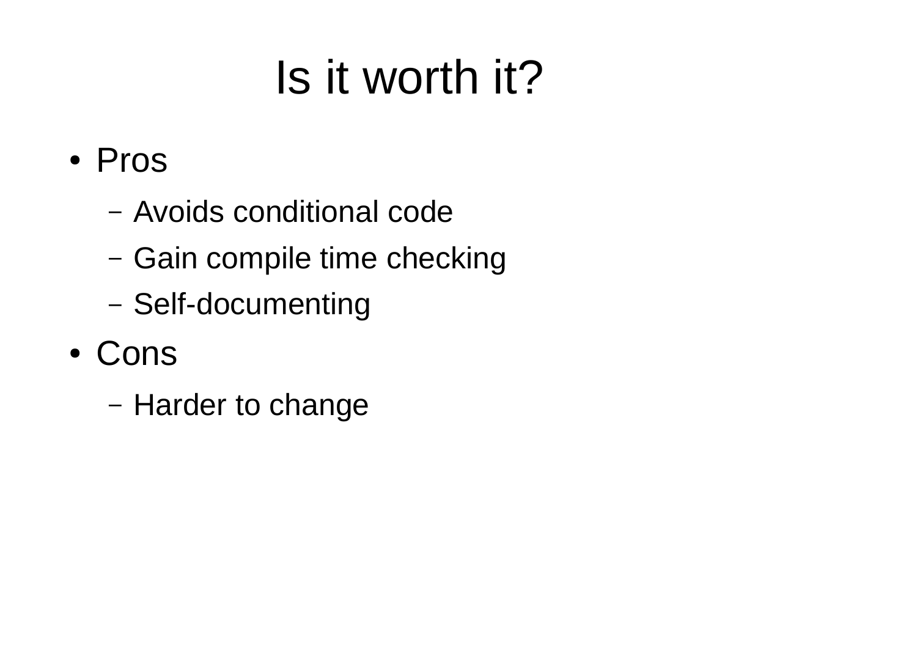# Is it worth it?

- Pros
  - Avoids conditional code
  - Gain compile time checking
  - Self-documenting
- Cons
  - Harder to change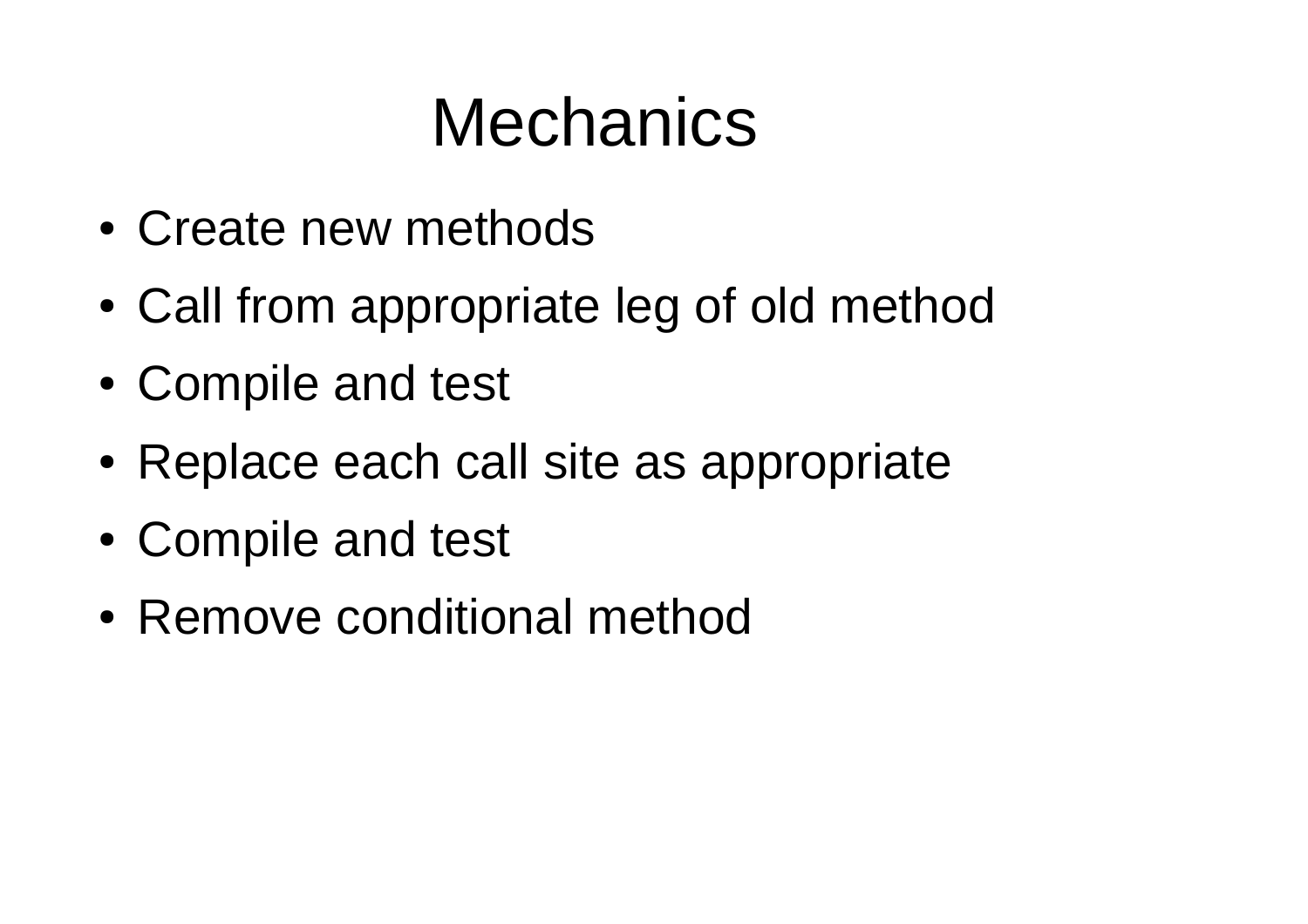# Mechanics

- Create new methods
- Call from appropriate leg of old method
- Compile and test
- Replace each call site as appropriate
- Compile and test
- Remove conditional method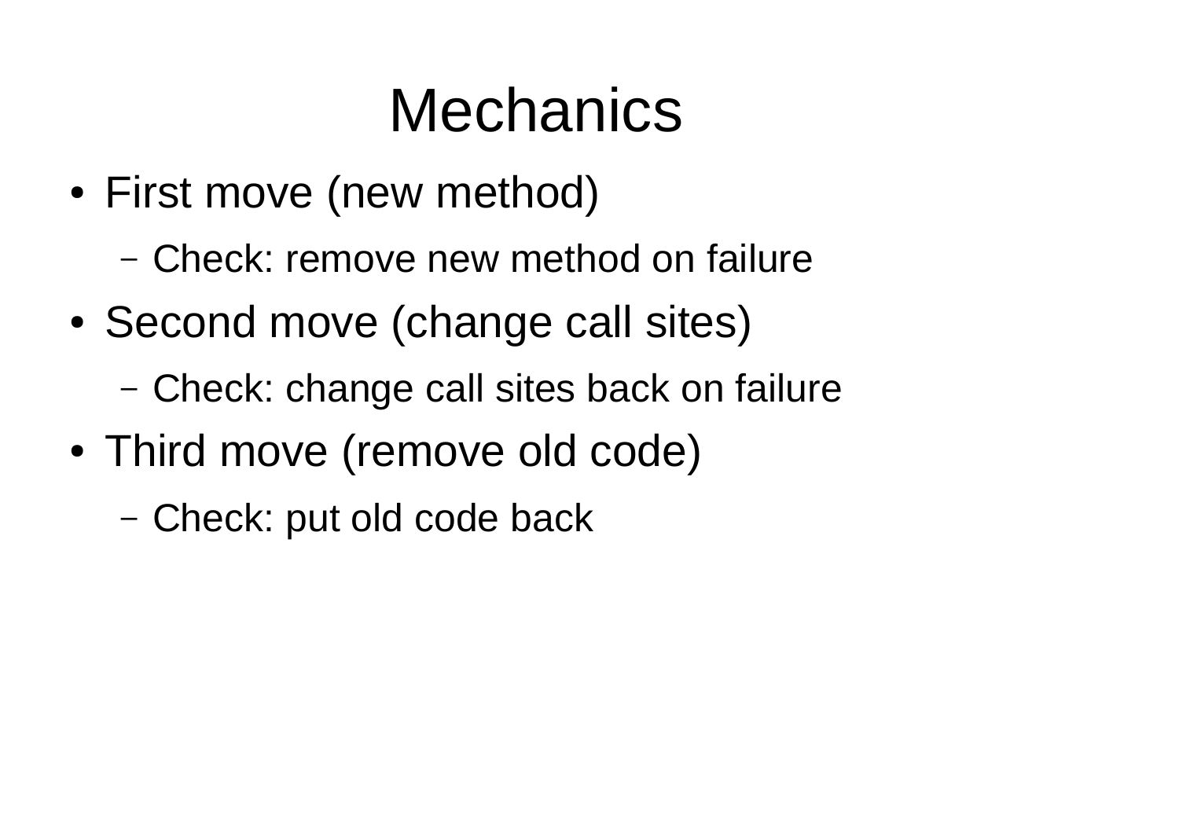# Mechanics

- First move (new method)
  - Check: remove new method on failure
- Second move (change call sites)
  - Check: change call sites back on failure
- Third move (remove old code)
  - Check: put old code back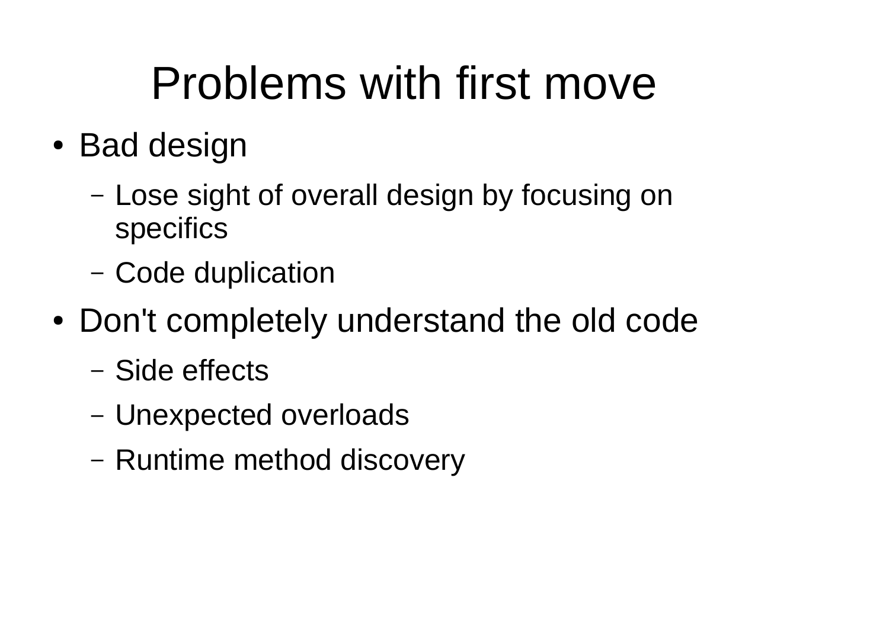# Problems with first move

- Bad design
  - Lose sight of overall design by focusing on specifics
  - Code duplication
- Don't completely understand the old code
  - Side effects
  - Unexpected overloads
  - Runtime method discovery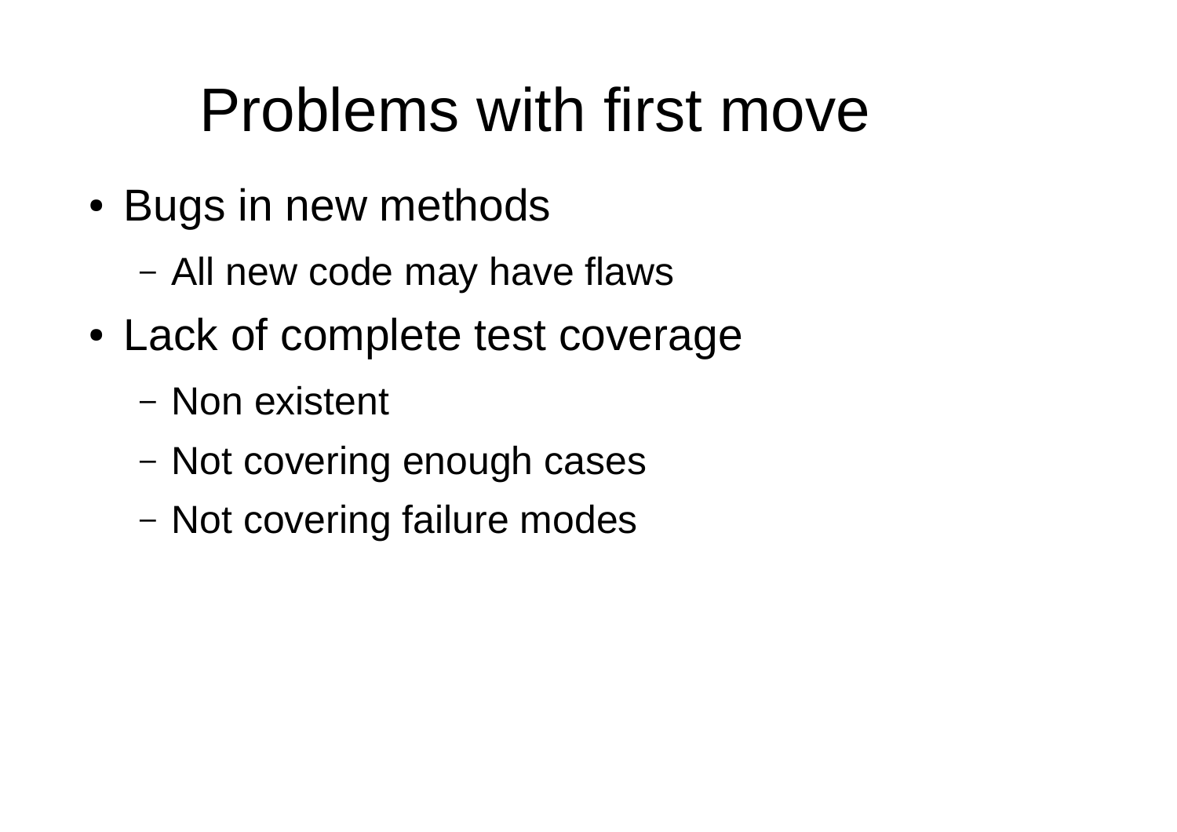# Problems with first move

- Bugs in new methods
  - All new code may have flaws
- Lack of complete test coverage
  - Non existent
  - Not covering enough cases
  - Not covering failure modes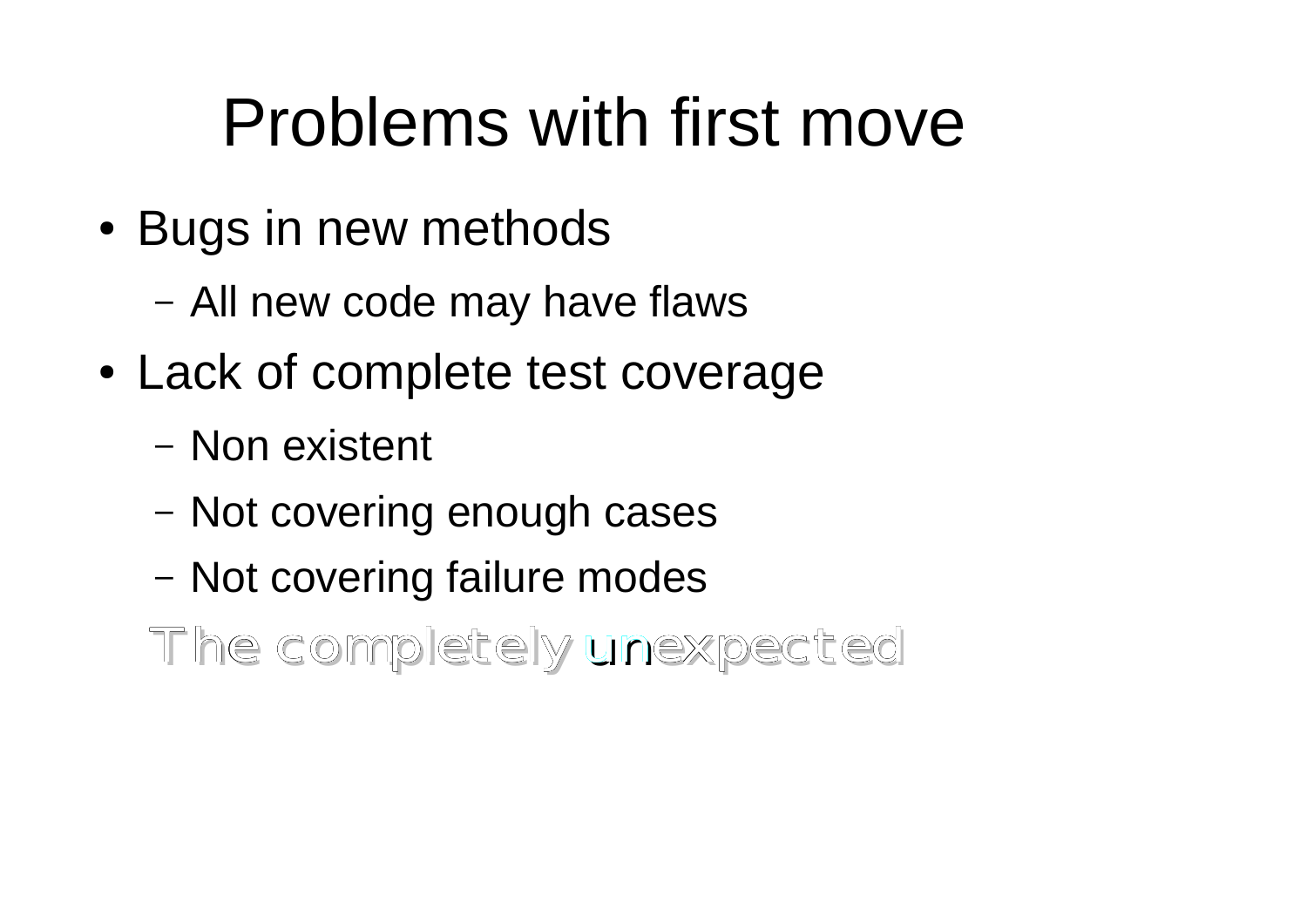# Problems with first move

- Bugs in new methods
  - All new code may have flaws
- Lack of complete test coverage
  - Non existent
  - Not covering enough cases
  - Not covering failure modes

The completely unexpected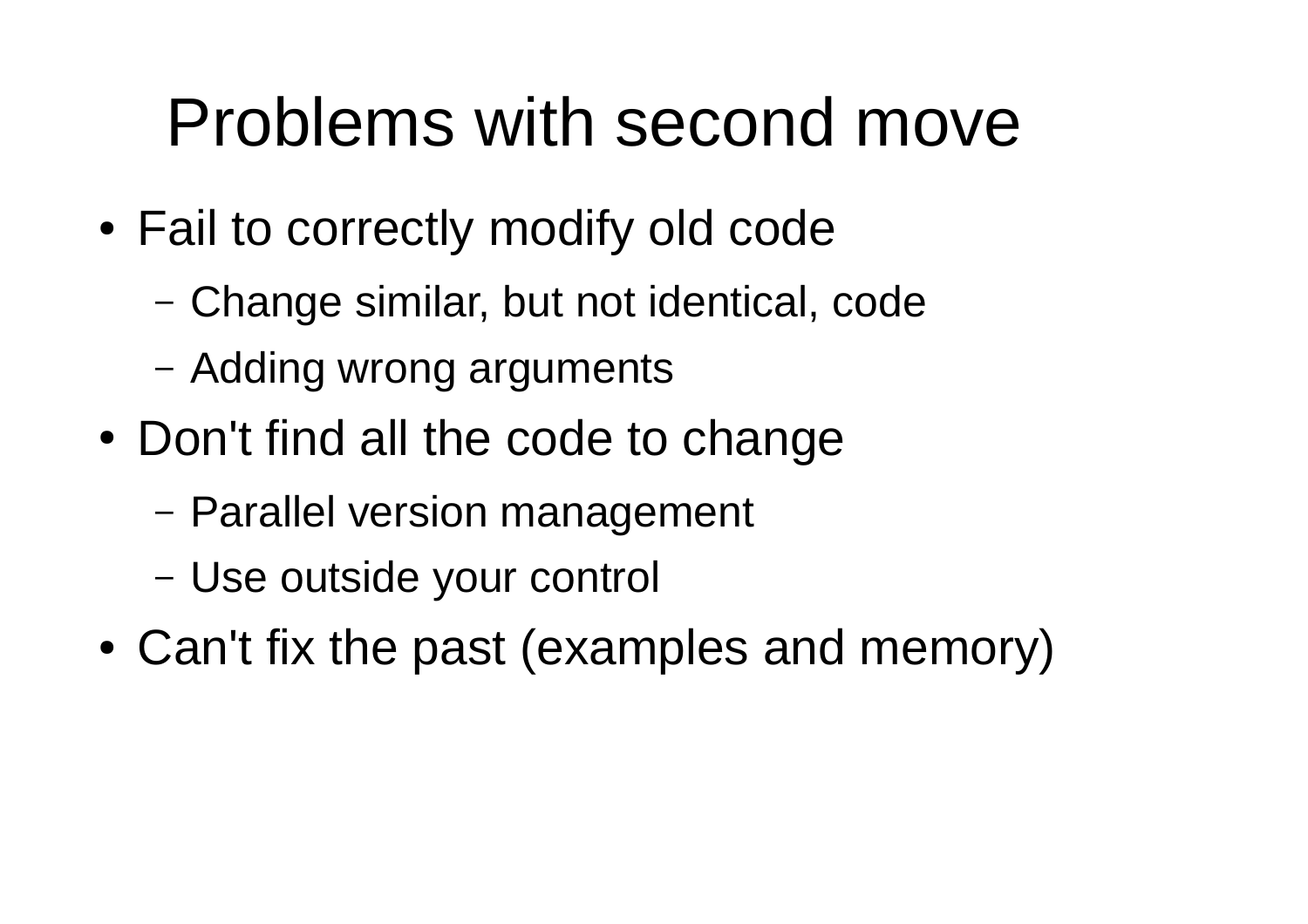# Problems with second move

- Fail to correctly modify old code
  - Change similar, but not identical, code
  - Adding wrong arguments
- Don't find all the code to change
  - Parallel version management
  - Use outside your control
- Can't fix the past (examples and memory)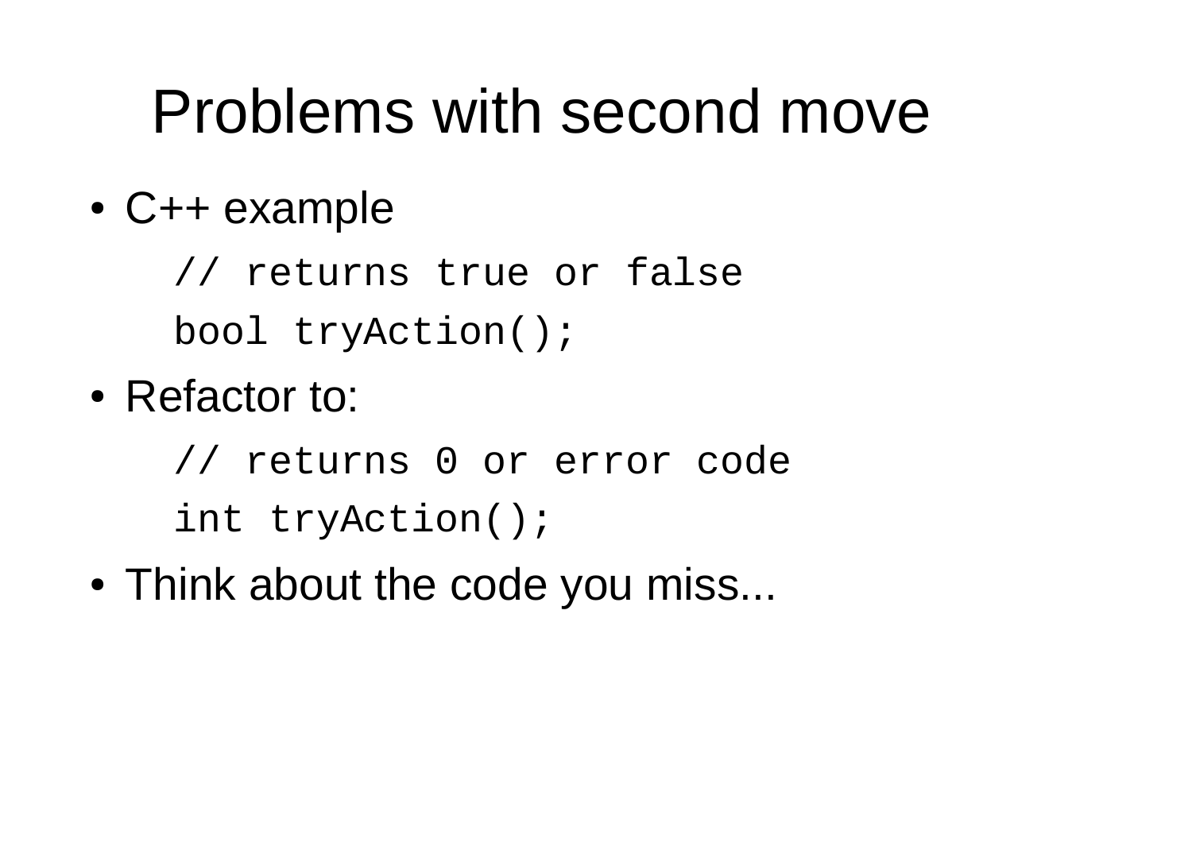# Problems with second move

- C++ example

```
// returns true or false
bool tryAction();
```

- Refactor to:

```
// returns 0 or error code
int tryAction();
```

- Think about the code you miss...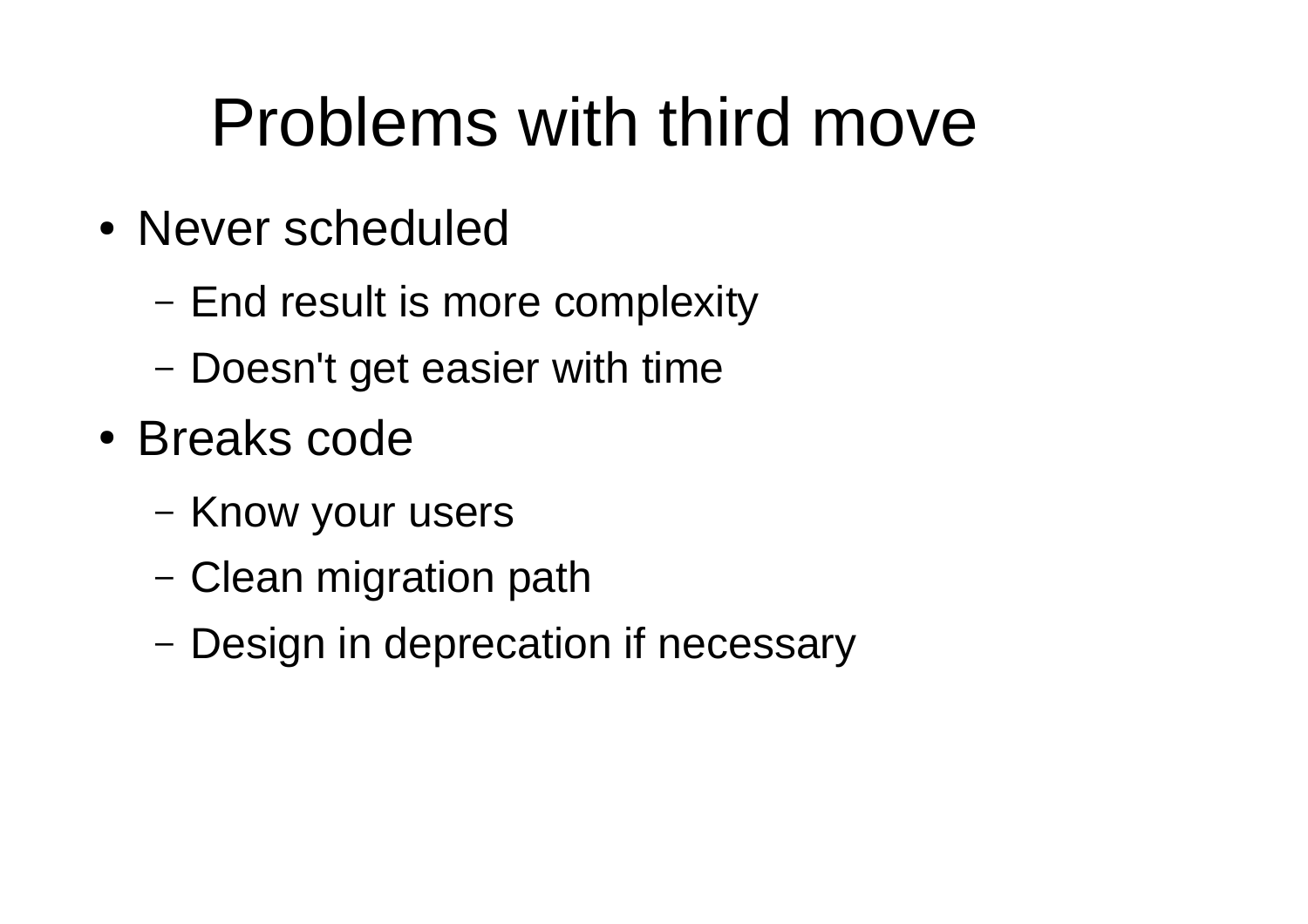# Problems with third move

- Never scheduled
  - End result is more complexity
  - Doesn't get easier with time
- Breaks code
  - Know your users
  - Clean migration path
  - Design in deprecation if necessary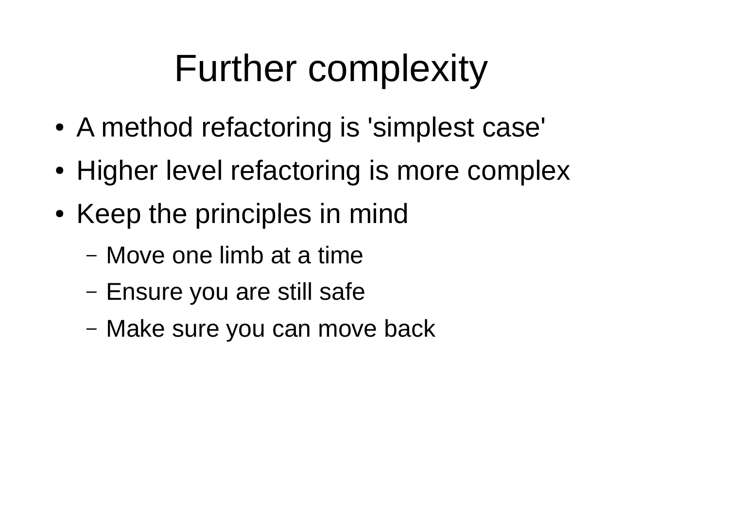# Further complexity

- A method refactoring is 'simplest case'
- Higher level refactoring is more complex
- Keep the principles in mind
  - Move one limb at a time
  - Ensure you are still safe
  - Make sure you can move back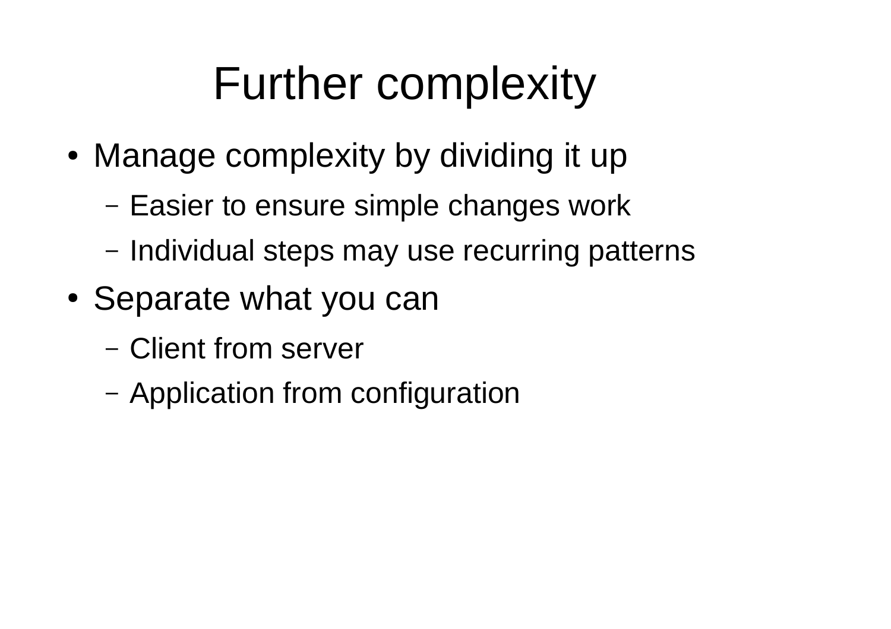# Further complexity

- Manage complexity by dividing it up
  - Easier to ensure simple changes work
  - Individual steps may use recurring patterns
- Separate what you can
  - Client from server
  - Application from configuration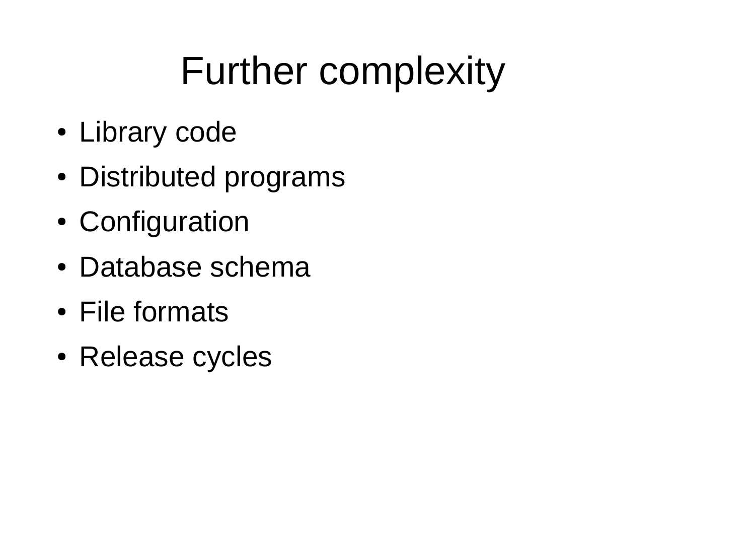# Further complexity

- Library code
- Distributed programs
- Configuration
- Database schema
- File formats
- Release cycles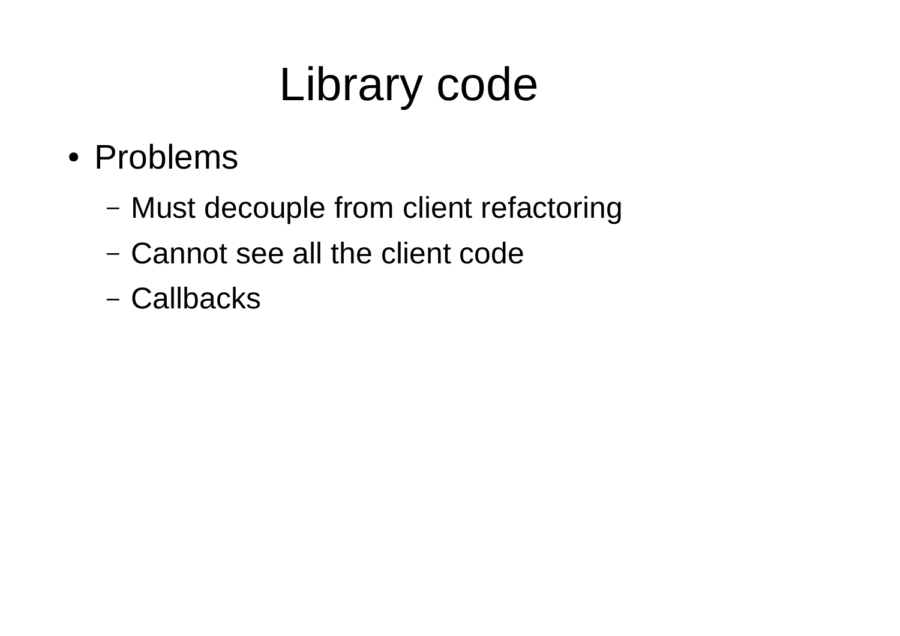# Library code

- Problems
  - Must decouple from client refactoring
  - Cannot see all the client code
  - Callbacks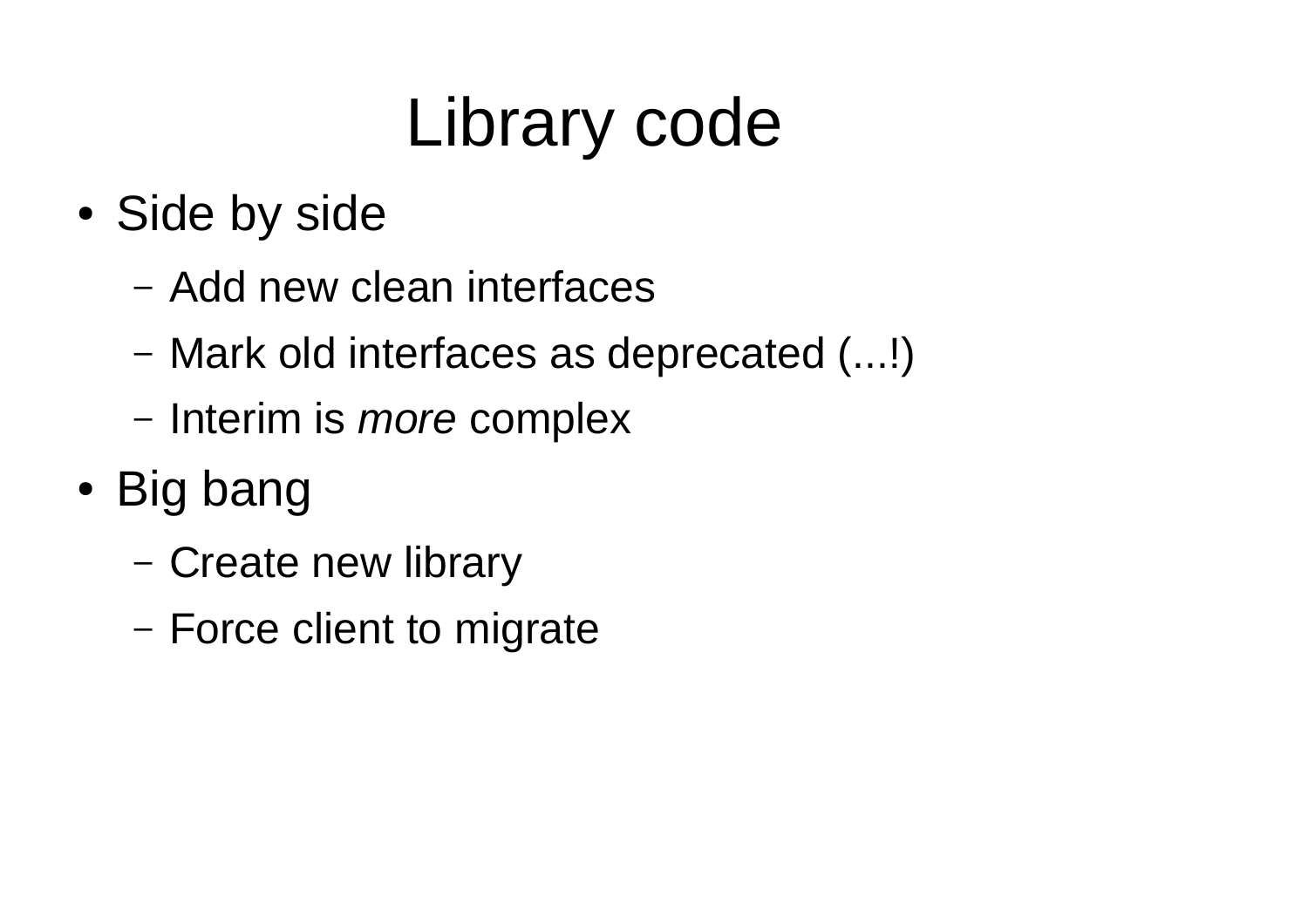# Library code

- Side by side
  - Add new clean interfaces
  - Mark old interfaces as deprecated (...!)
  - Interim is *more* complex
- Big bang
  - Create new library
  - Force client to migrate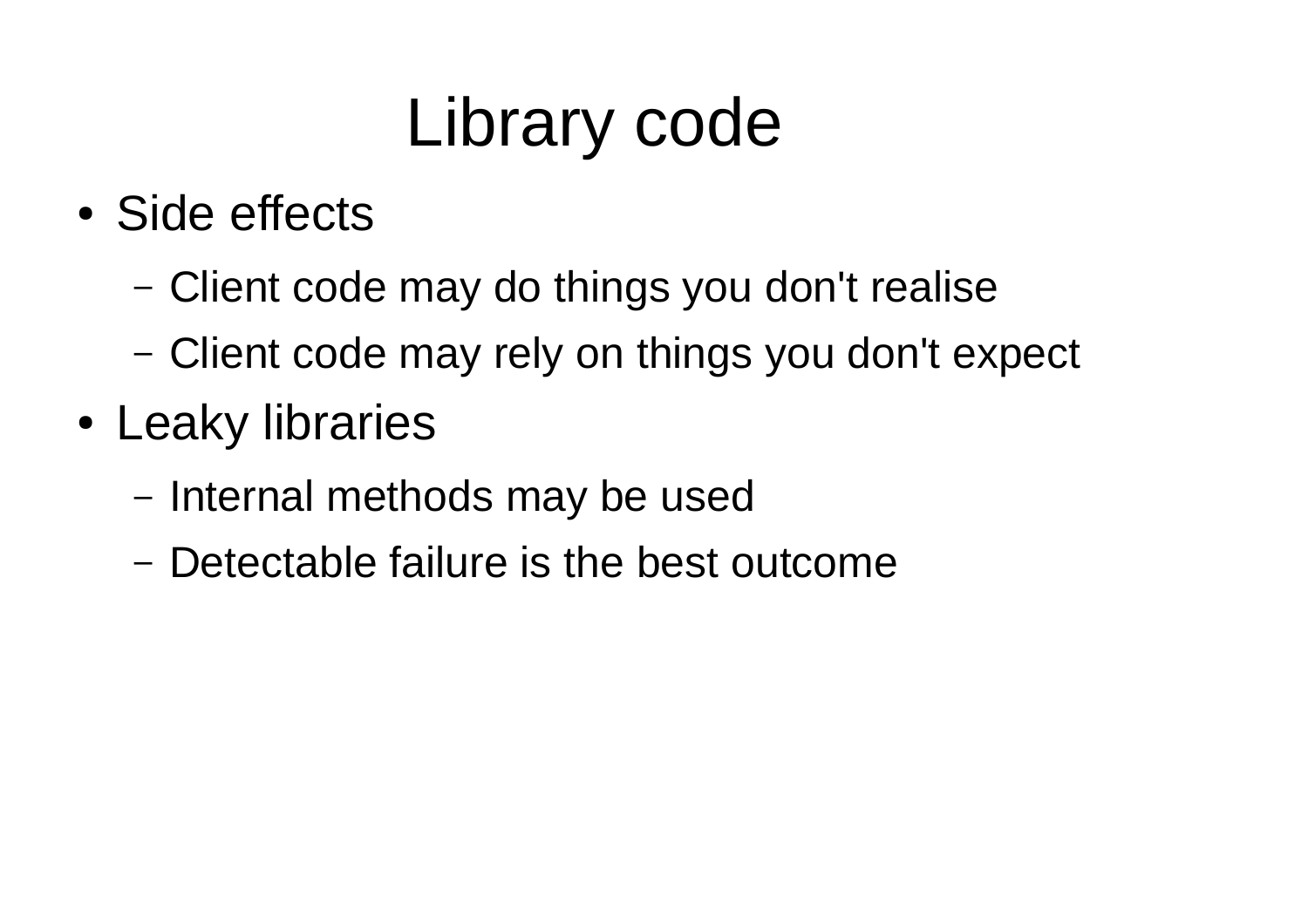# Library code

- Side effects
  - Client code may do things you don't realise
  - Client code may rely on things you don't expect
- Leaky libraries
  - Internal methods may be used
  - Detectable failure is the best outcome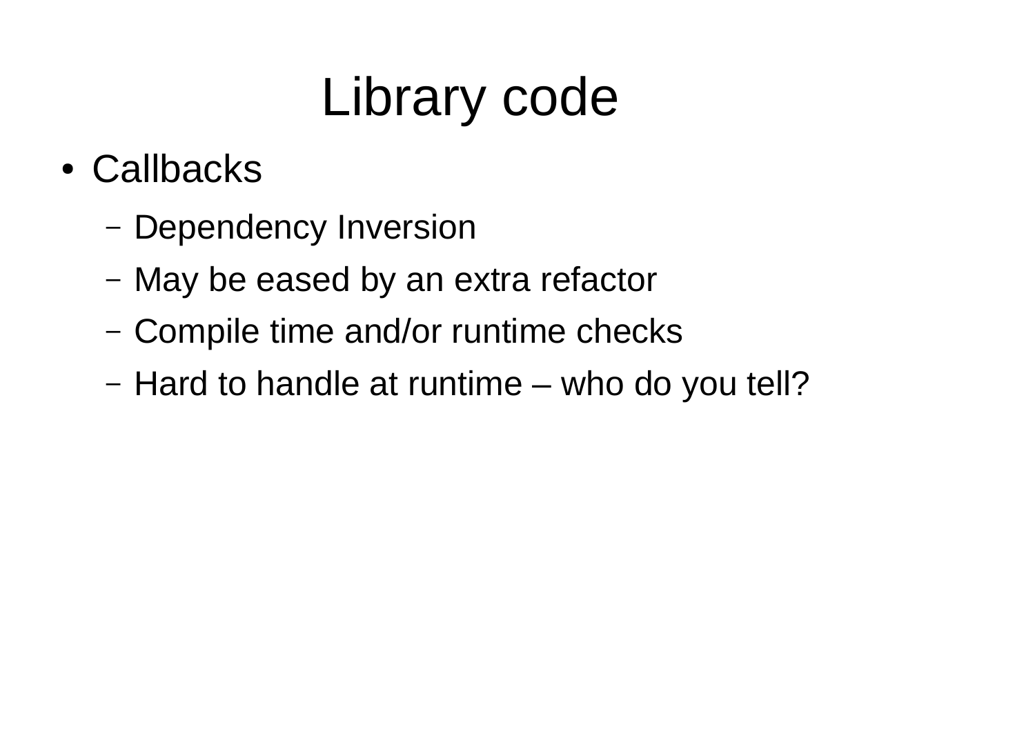# Library code

- Callbacks
  - Dependency Inversion
  - May be eased by an extra refactor
  - Compile time and/or runtime checks
  - Hard to handle at runtime – who do you tell?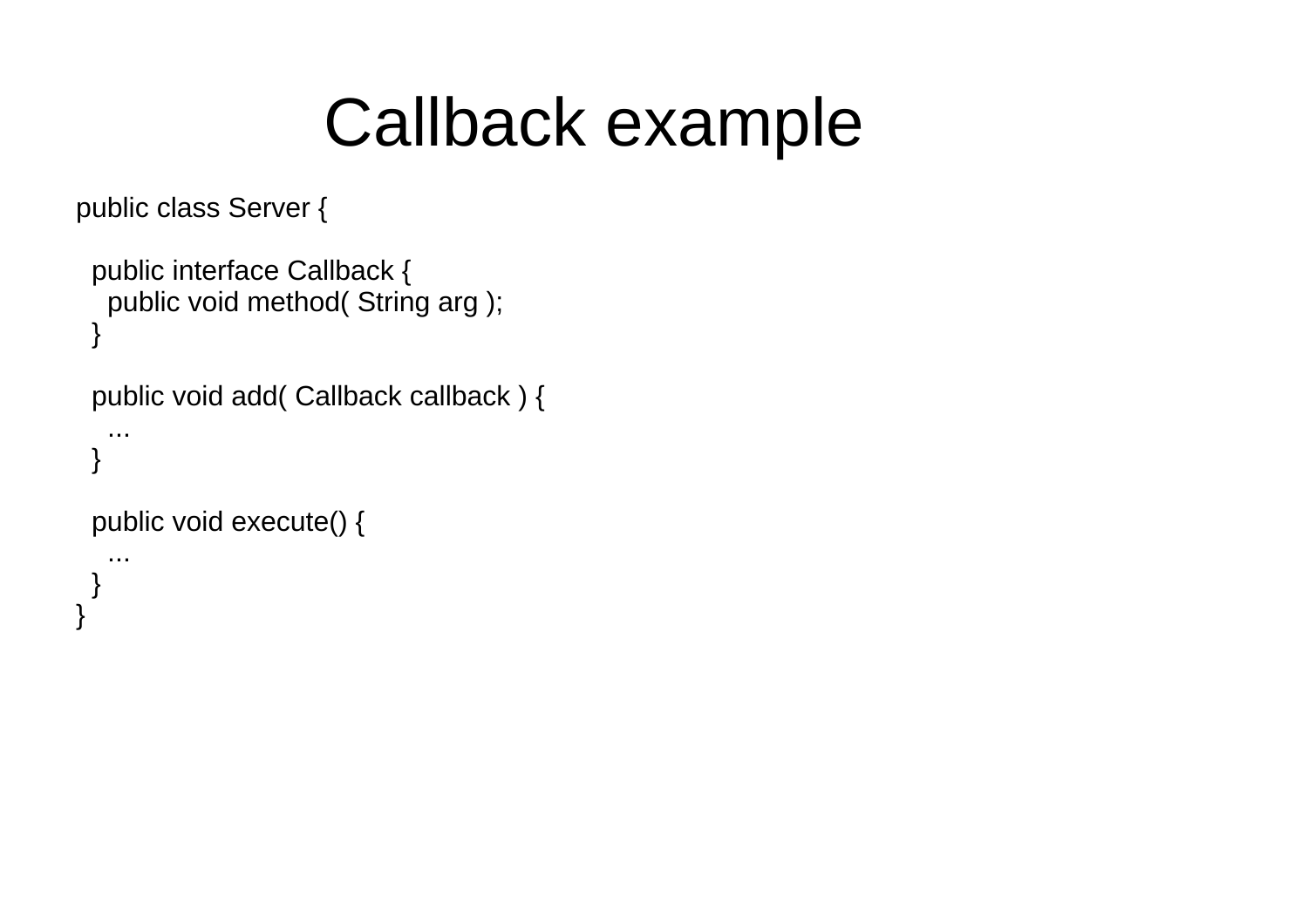# Callback example

```
public class Server {

  public interface Callback {
    public void method( String arg );
  }

  public void add( Callback callback ) {
    ...
  }

  public void execute() {
    ...
  }
}
```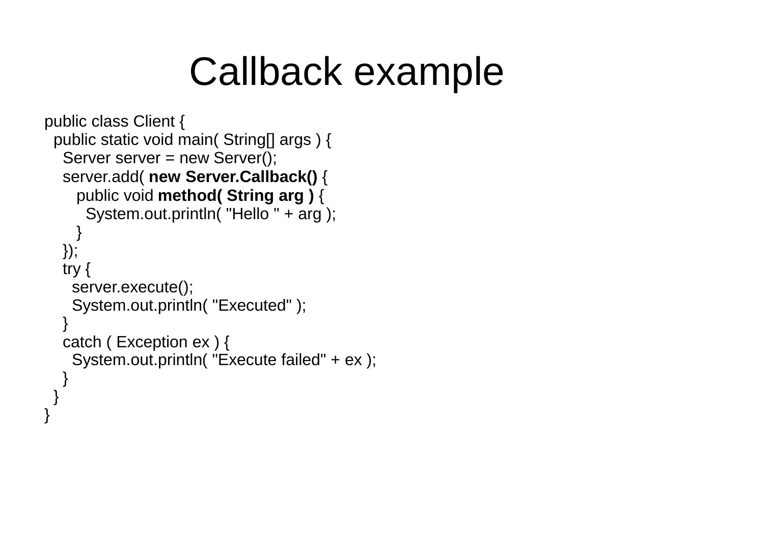# Callback example

```
public class Client {
  public static void main( String[] args ) {
    Server server = new Server();
    server.add( new Server.Callback() {
       public void method( String arg ) {
         System.out.println( "Hello " + arg );
       }
    });
    try {
      server.execute();
      System.out.println( "Executed" );
    }
    catch ( Exception ex ) {
      System.out.println( "Execute failed" + ex );
    }
  }
}
```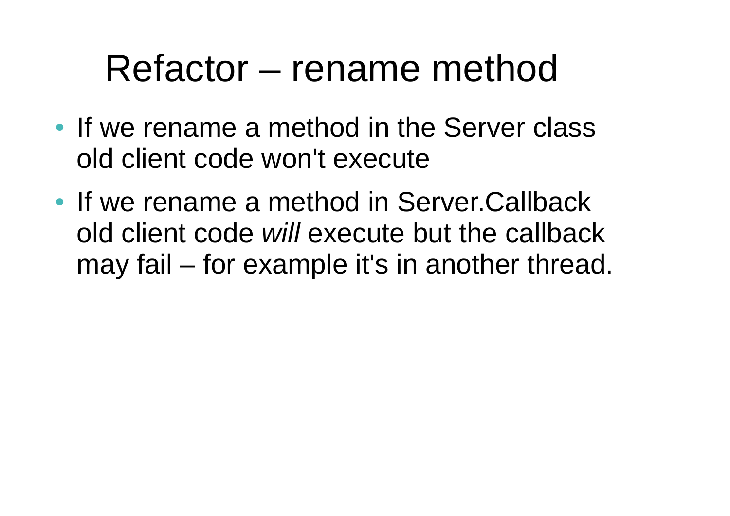# Refactor – rename method

- If we rename a method in the Server class old client code won't execute
- If we rename a method in Server.Callback old client code *will* execute but the callback may fail – for example it's in another thread.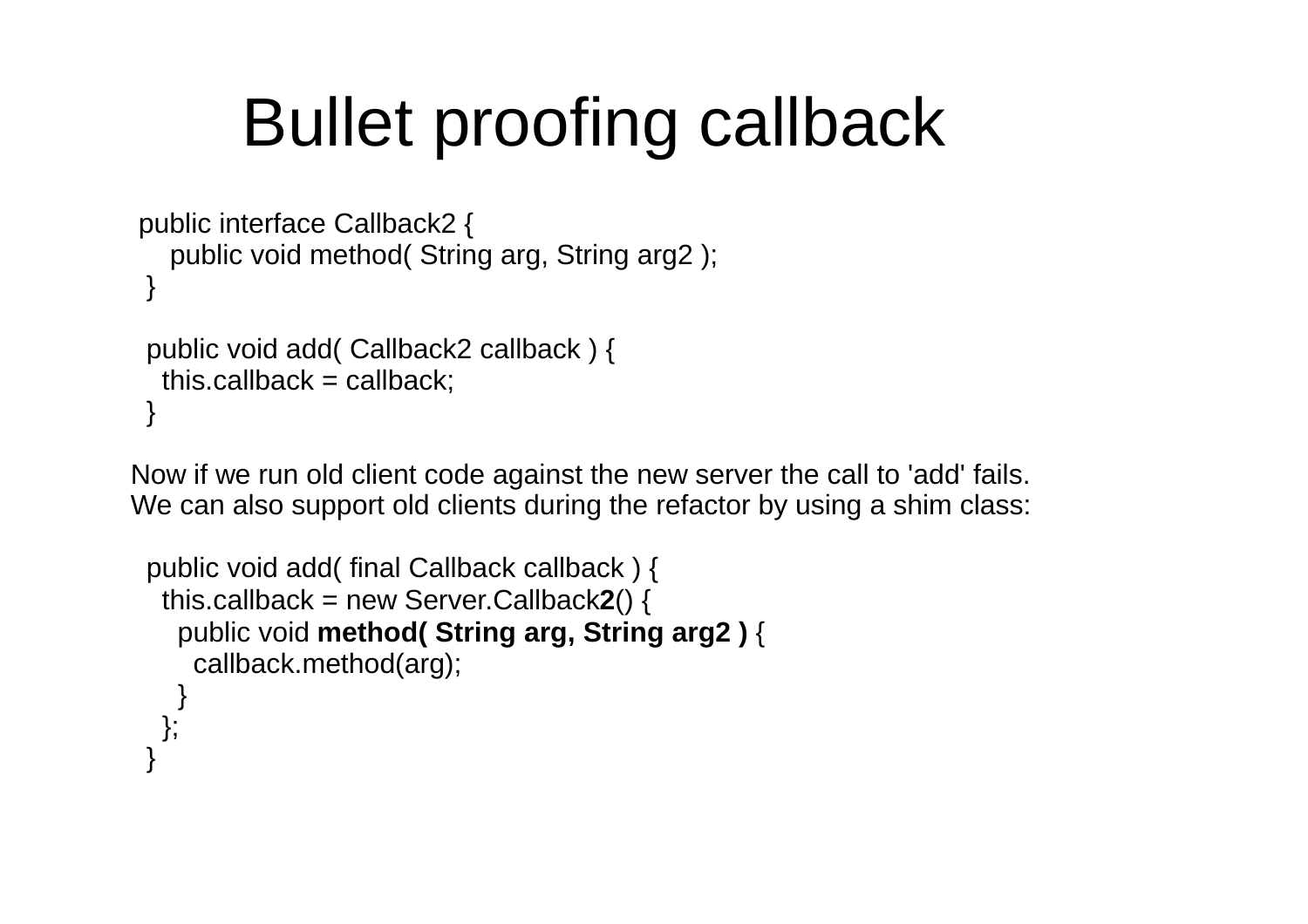# Bullet proofing callback

```
public interface Callback2 {
    public void method( String arg, String arg2 );
}

public void add( Callback2 callback ) {
  this.callback = callback;
}
```

Now if we run old client code against the new server the call to 'add' fails.
We can also support old clients during the refactor by using a shim class:

```
public void add( final Callback callback ) {
  this.callback = new Server.Callback2() {
    public void method( String arg, String arg2 ) {
      callback.method(arg);
    }
  };
}
```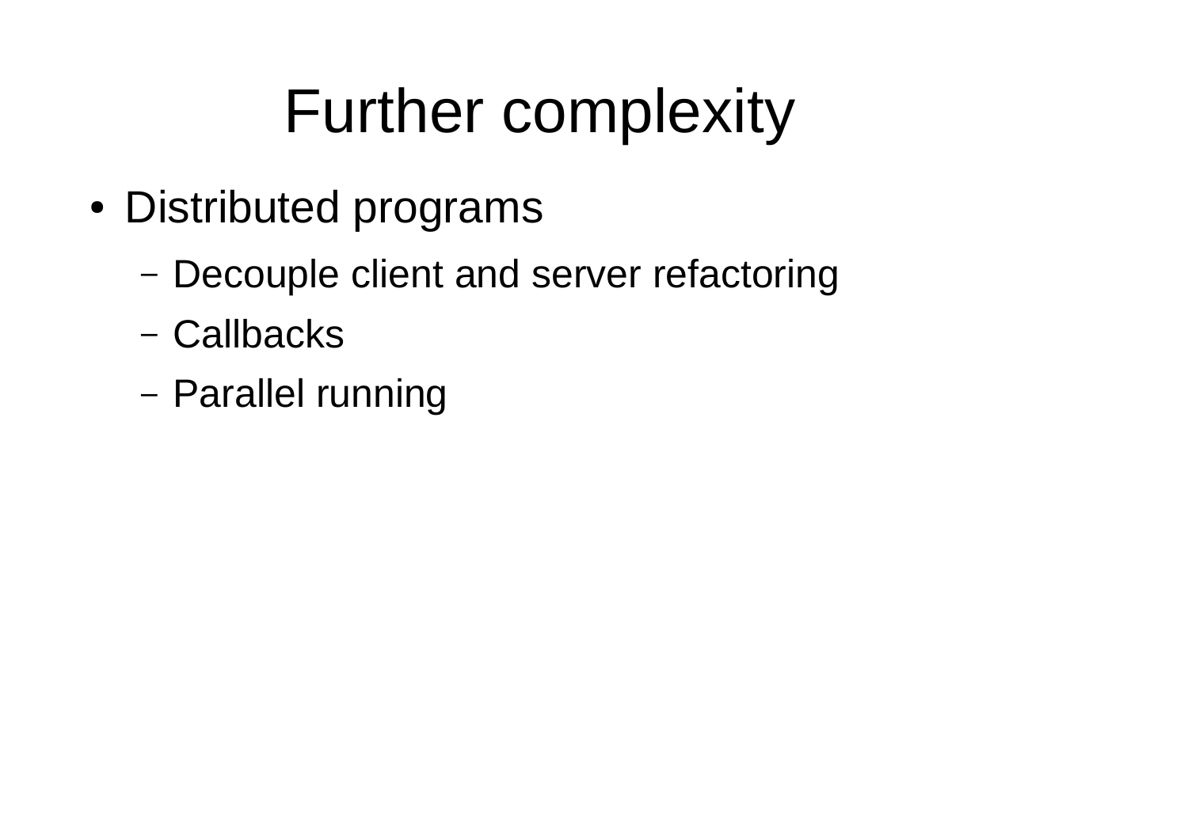# Further complexity

- Distributed programs
  - Decouple client and server refactoring
  - Callbacks
  - Parallel running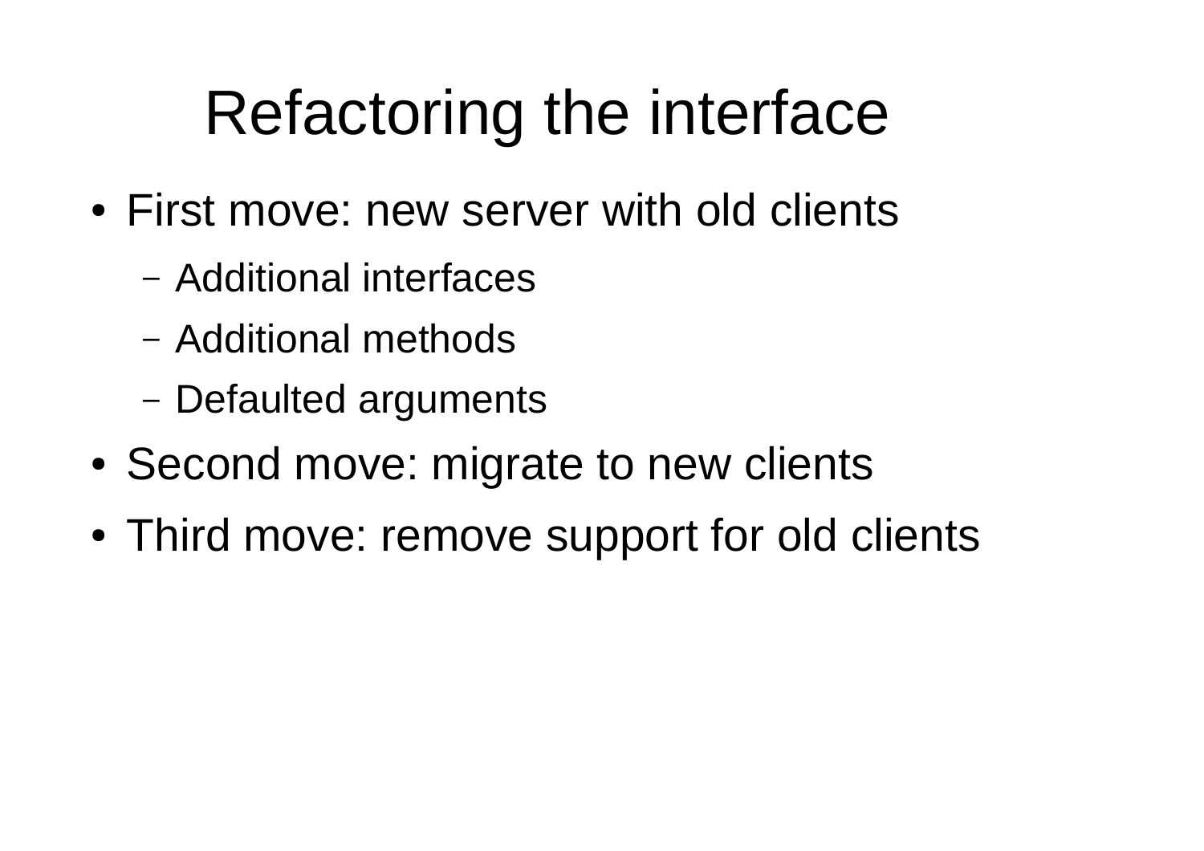# Refactoring the interface

- First move: new server with old clients
  - Additional interfaces
  - Additional methods
  - Defaulted arguments
- Second move: migrate to new clients
- Third move: remove support for old clients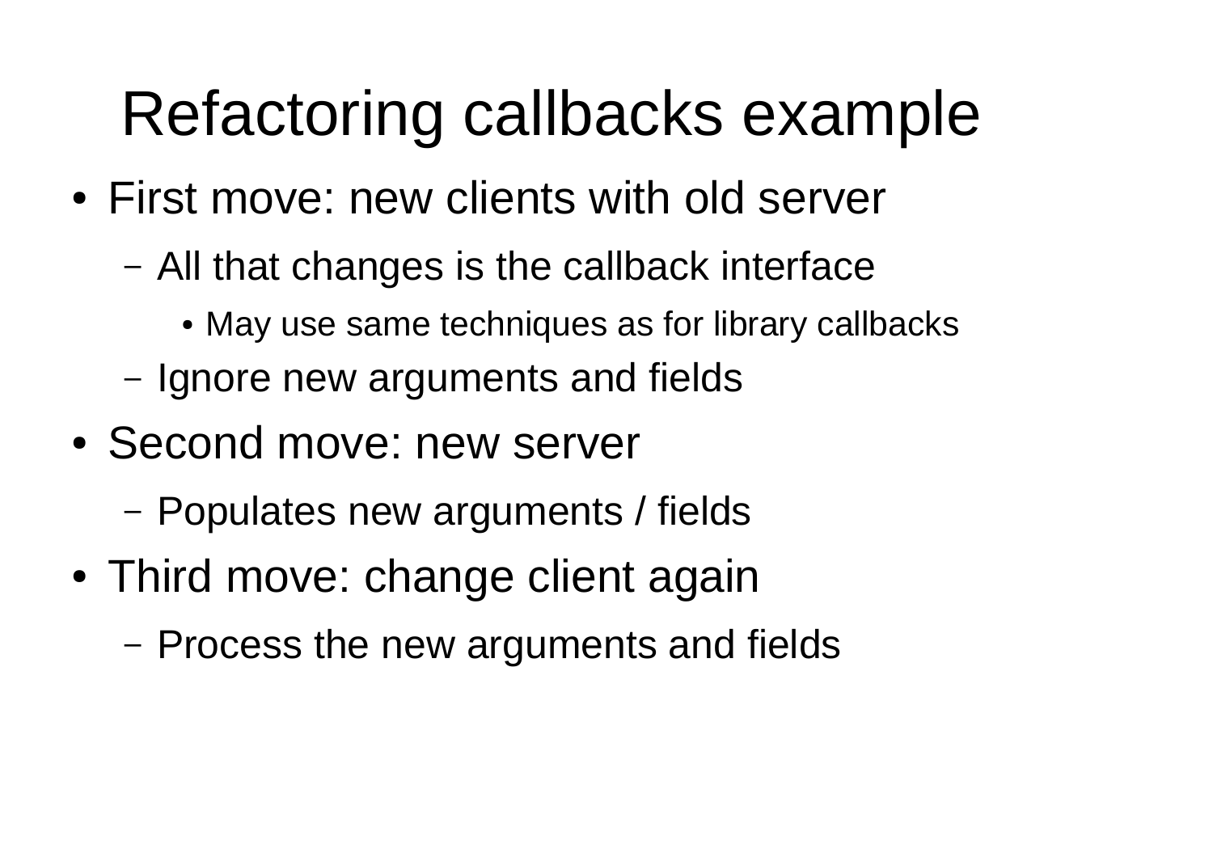# Refactoring callbacks example

- First move: new clients with old server
  - All that changes is the callback interface
    - May use same techniques as for library callbacks
  - Ignore new arguments and fields
- Second move: new server
  - Populates new arguments / fields
- Third move: change client again
  - Process the new arguments and fields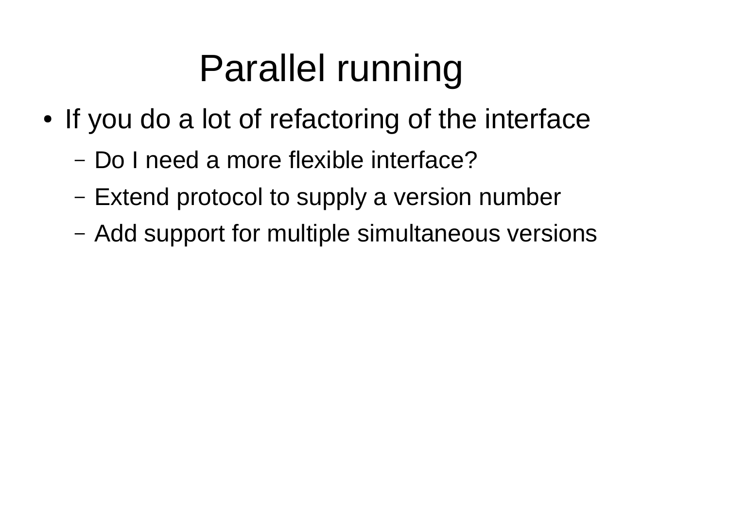# Parallel running

- If you do a lot of refactoring of the interface
  - Do I need a more flexible interface?
  - Extend protocol to supply a version number
  - Add support for multiple simultaneous versions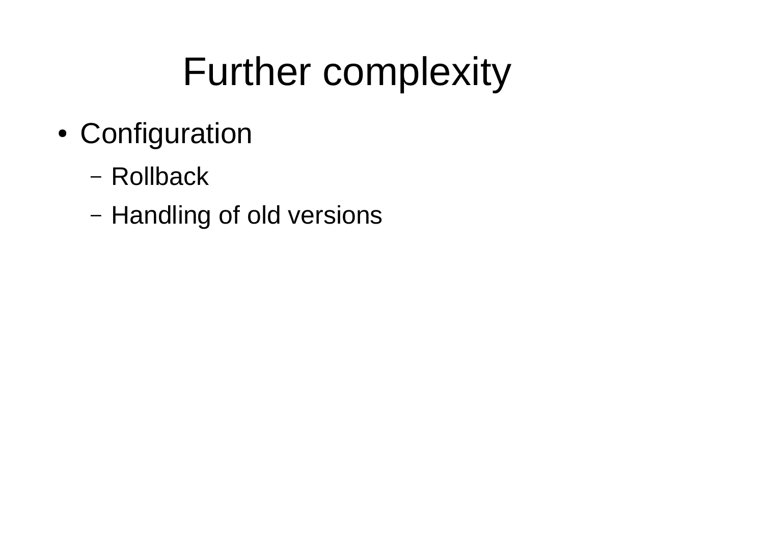# Further complexity

- Configuration
  - Rollback
  - Handling of old versions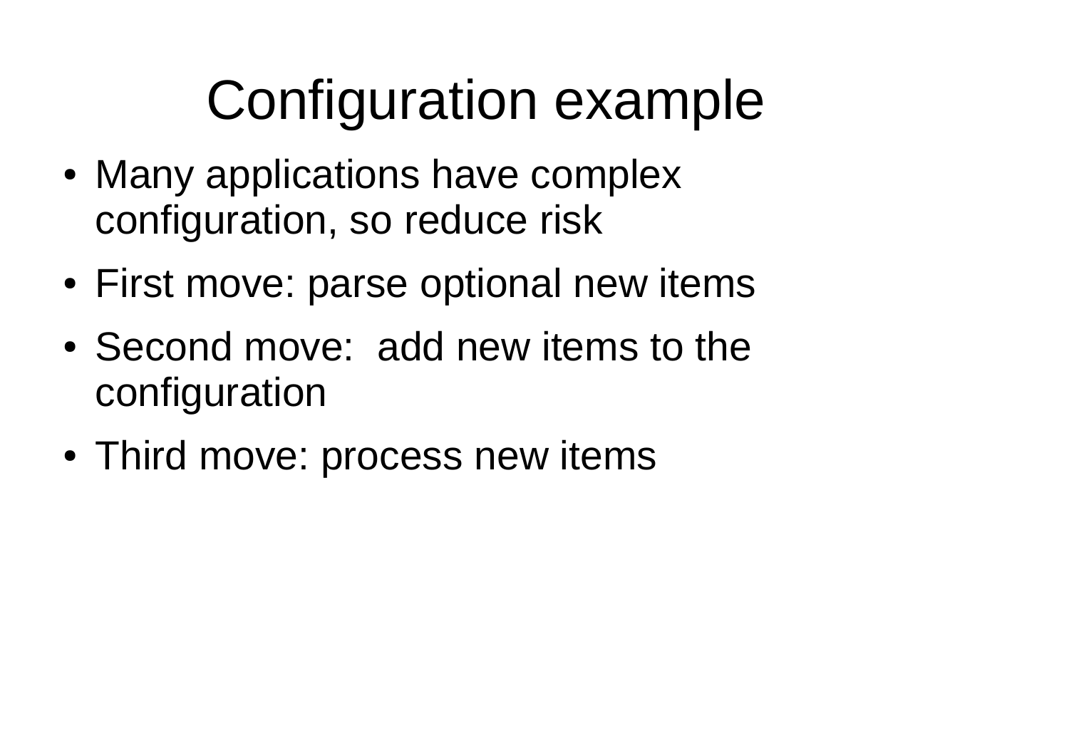# Configuration example

- Many applications have complex configuration, so reduce risk
- First move: parse optional new items
- Second move: add new items to the configuration
- Third move: process new items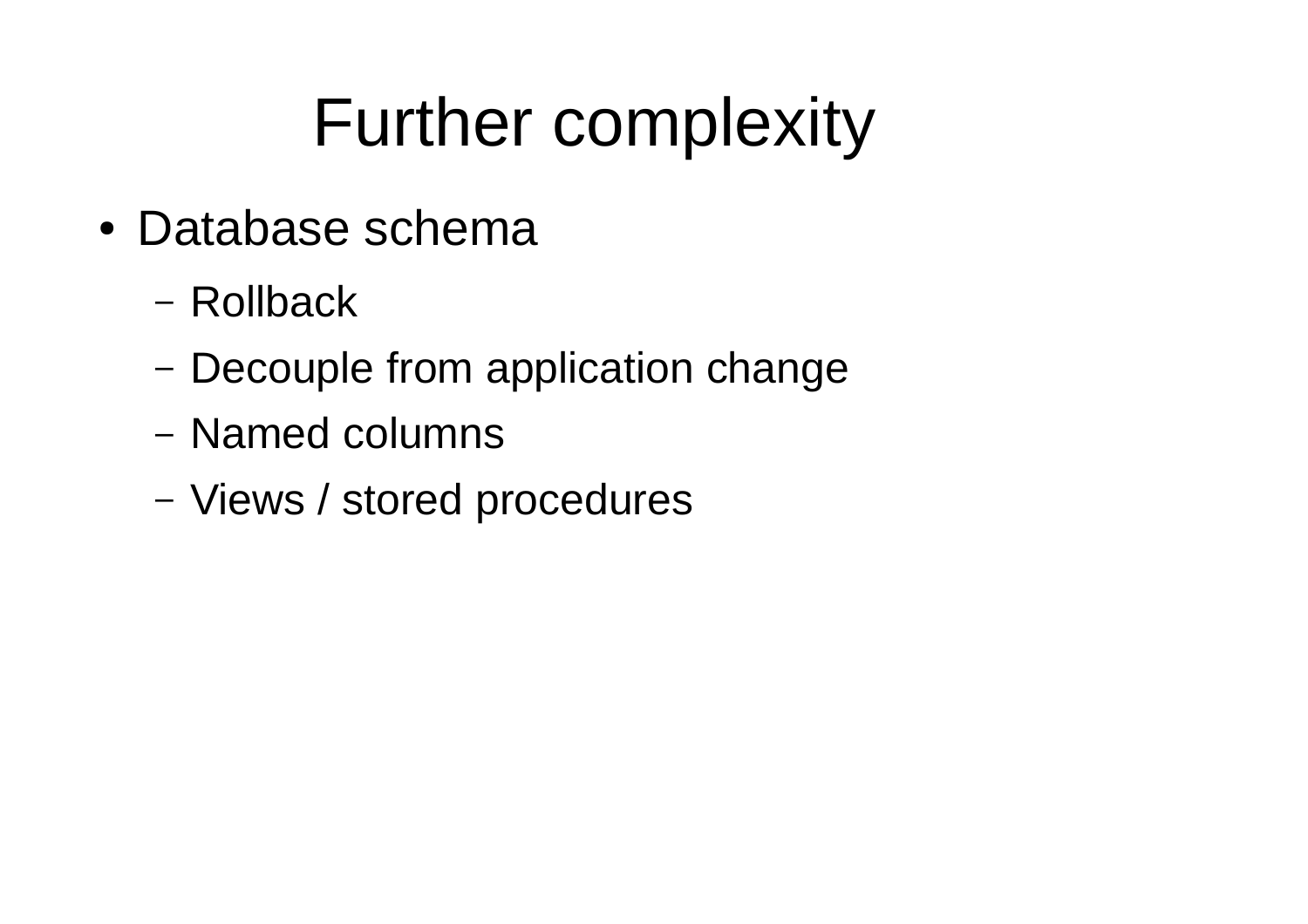# Further complexity

- Database schema
  - Rollback
  - Decouple from application change
  - Named columns
  - Views / stored procedures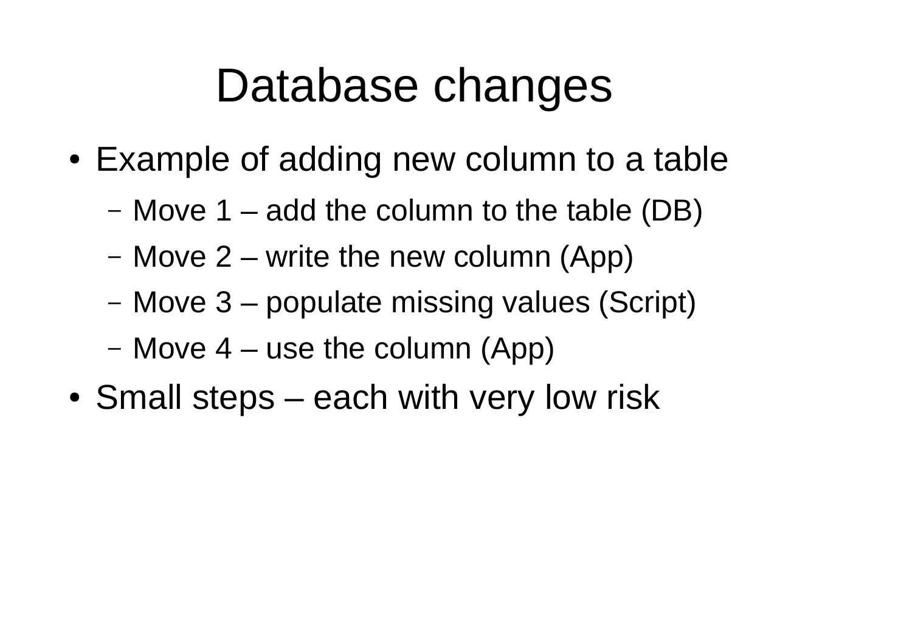# Database changes

- Example of adding new column to a table
  - Move 1 – add the column to the table (DB)
  - Move 2 – write the new column (App)
  - Move 3 – populate missing values (Script)
  - Move 4 – use the column (App)
- Small steps – each with very low risk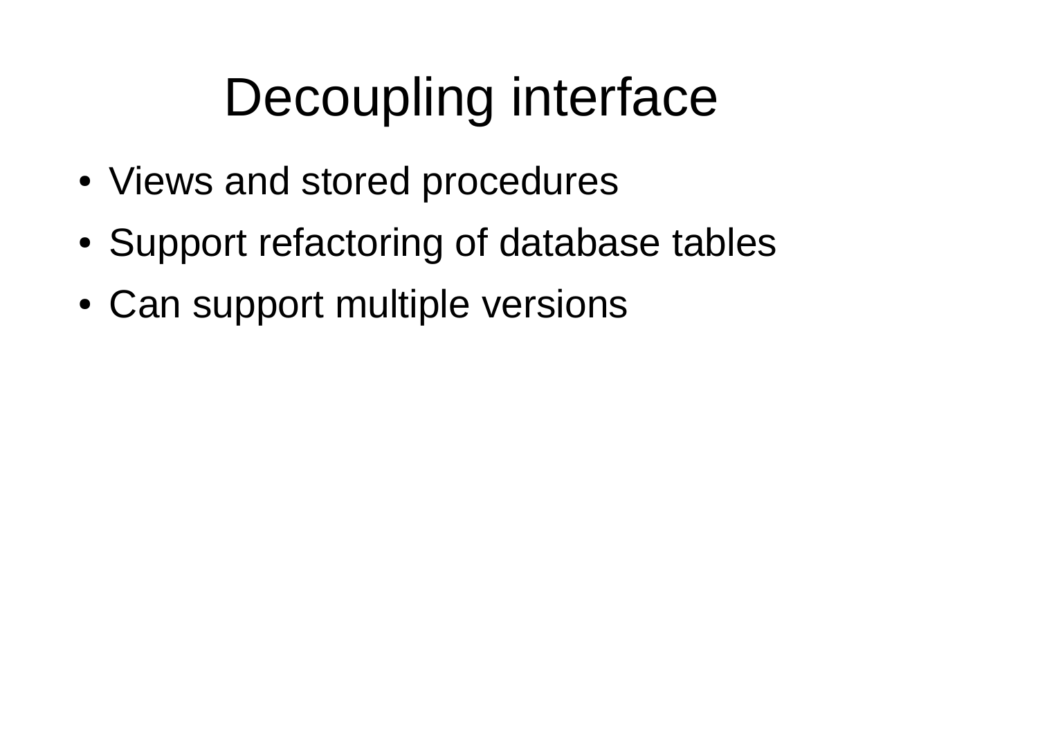# Decoupling interface

- Views and stored procedures
- Support refactoring of database tables
- Can support multiple versions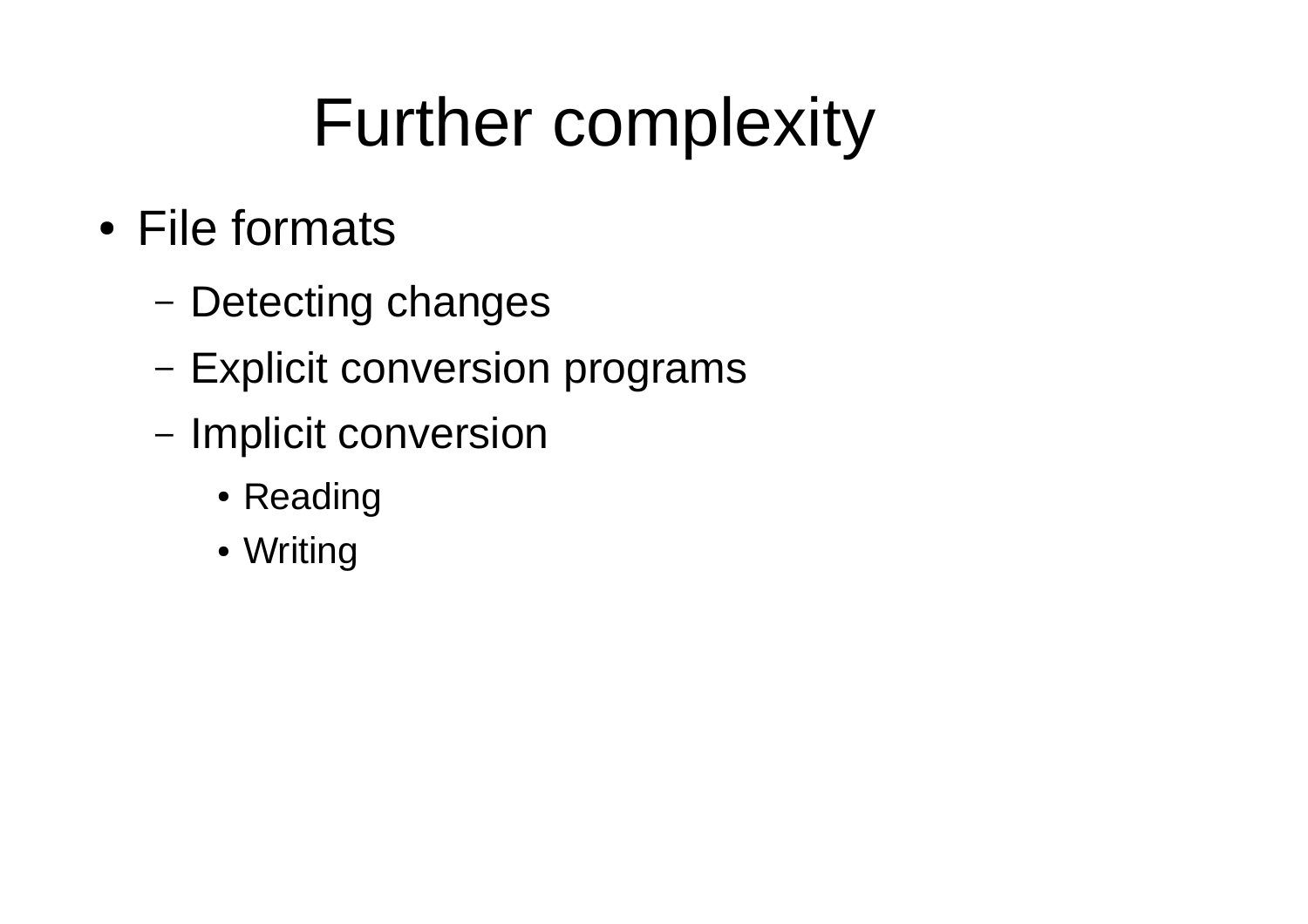# Further complexity

- File formats
  - Detecting changes
  - Explicit conversion programs
  - Implicit conversion
    - Reading
    - Writing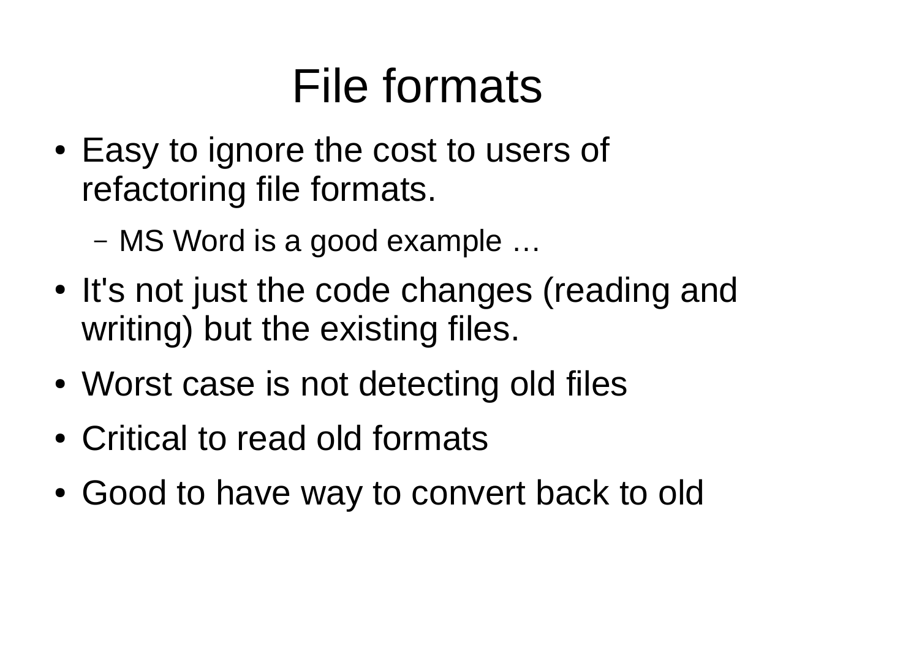# File formats

- Easy to ignore the cost to users of refactoring file formats.
  - MS Word is a good example …
- It's not just the code changes (reading and writing) but the existing files.
- Worst case is not detecting old files
- Critical to read old formats
- Good to have way to convert back to old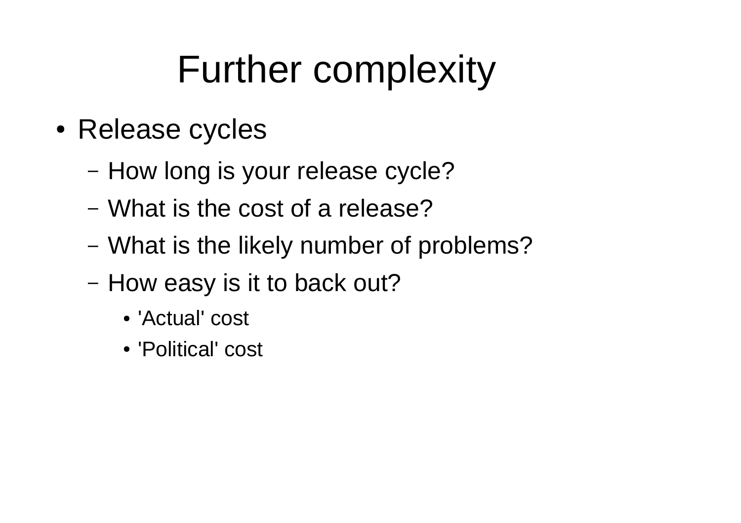# Further complexity

- Release cycles
  - How long is your release cycle?
  - What is the cost of a release?
  - What is the likely number of problems?
  - How easy is it to back out?
    - 'Actual' cost
    - 'Political' cost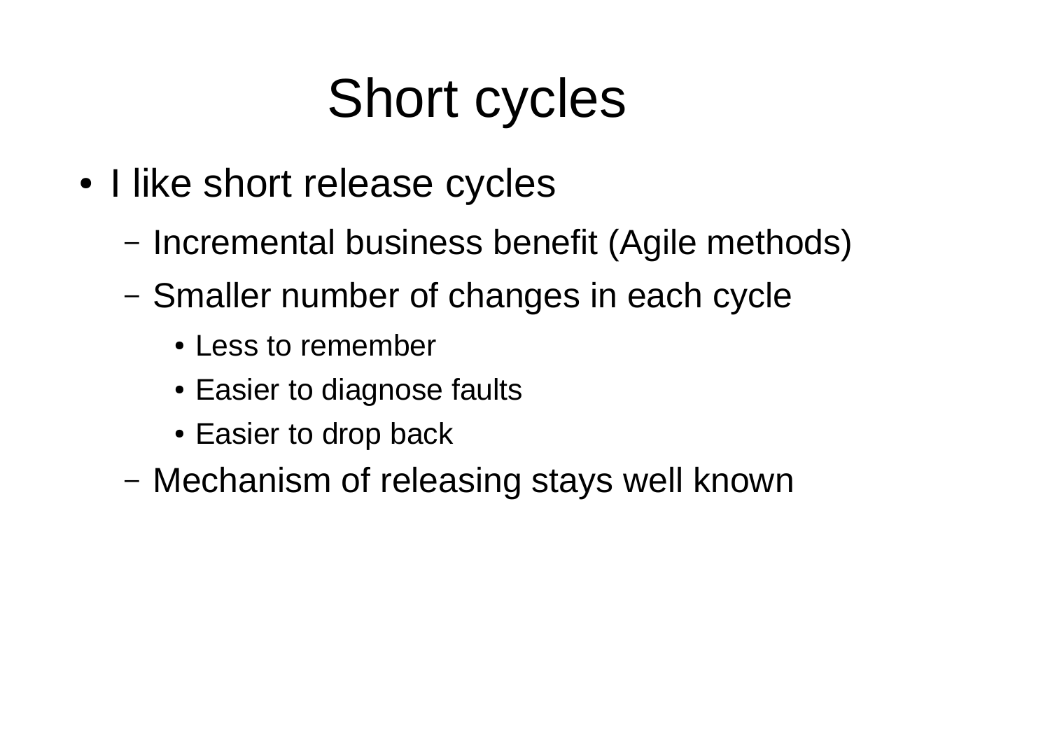# Short cycles

- I like short release cycles
  - Incremental business benefit (Agile methods)
  - Smaller number of changes in each cycle
    - Less to remember
    - Easier to diagnose faults
    - Easier to drop back
  - Mechanism of releasing stays well known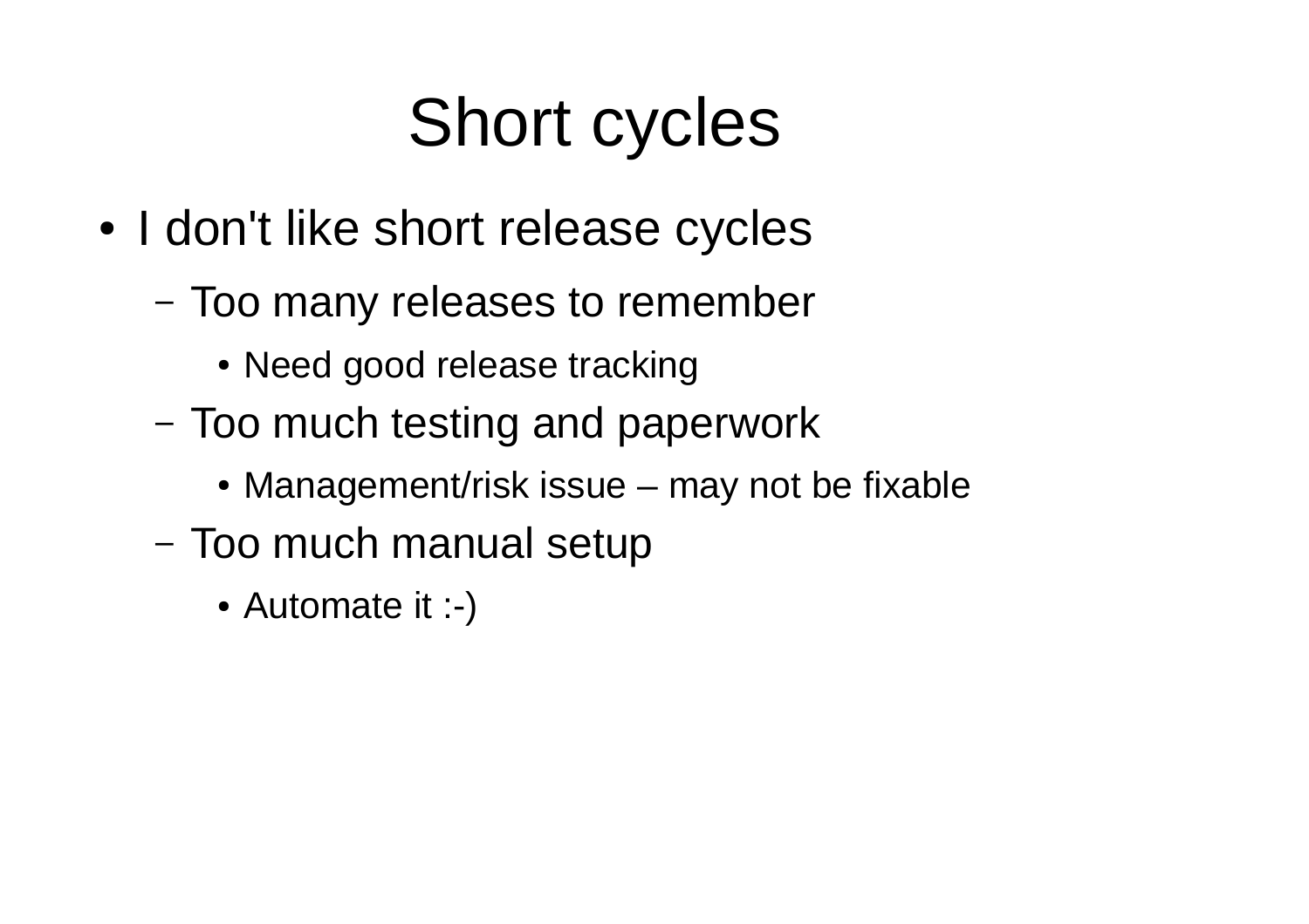# Short cycles

- I don't like short release cycles
  - Too many releases to remember
    - Need good release tracking
  - Too much testing and paperwork
    - Management/risk issue – may not be fixable
  - Too much manual setup
    - Automate it :-)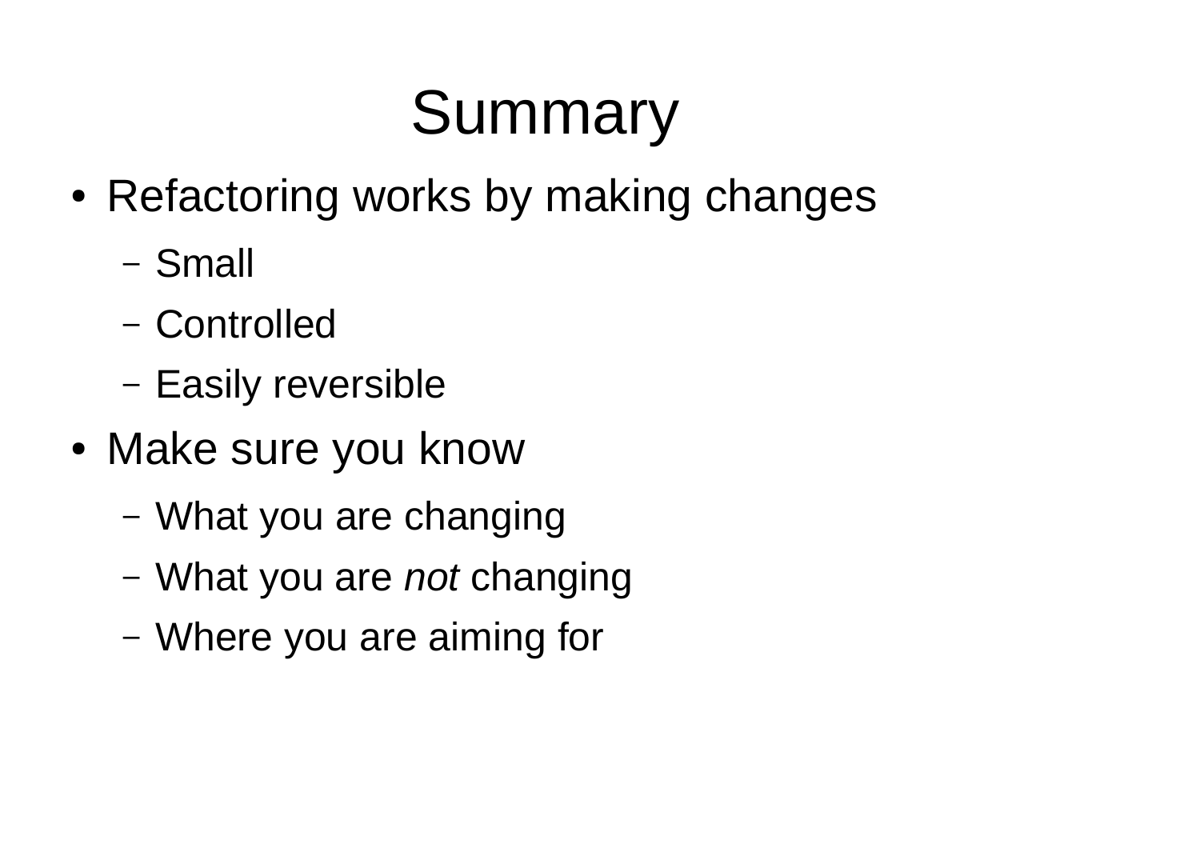# Summary

- Refactoring works by making changes
  - Small
  - Controlled
  - Easily reversible
- Make sure you know
  - What you are changing
  - What you are *not* changing
  - Where you are aiming for